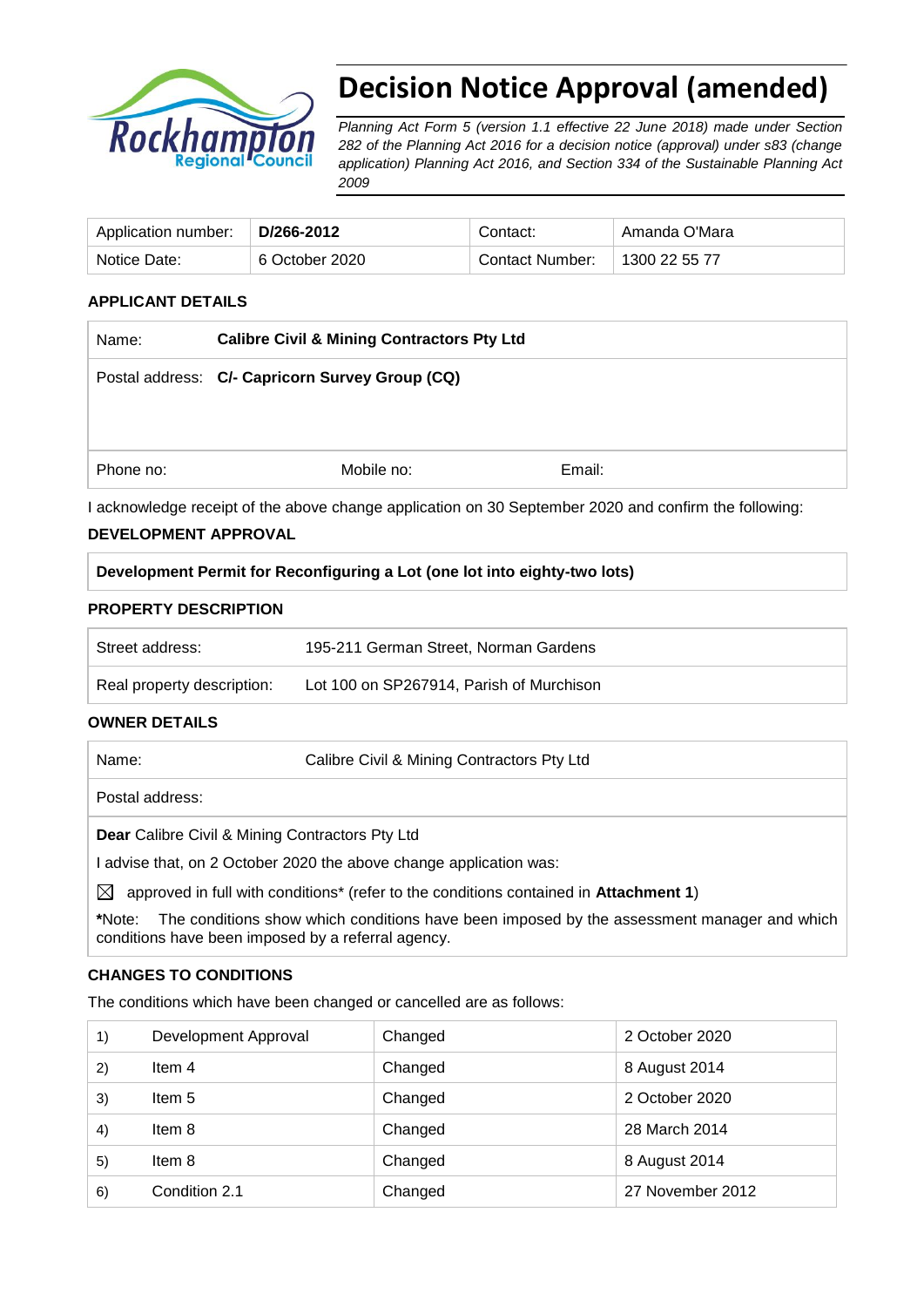# Decision Notice Approval (amended)

*Planning Act Form 5 (version 1.1 effective 22 June 2018) made under Section 282 of the Planning Act 2016 for a decision notice (approval) under s83 (change application) Planning Act 2016, and Section 334 of the Sustainable Planning Act 2009*

| Application number: | **D/266-2012** | Contact: | Amanda O'Mara |
|---|---|---|---|
| Notice Date: | 6 October 2020 | Contact Number: | 1300 22 55 77 |

## APPLICANT DETAILS

| | | | |
|---|---|---|---|
| Name: | **Calibre Civil & Mining Contractors Pty Ltd** | | |
| Postal address: | **C/- Capricorn Survey Group (CQ)** | | |
| Phone no: | Mobile no: | Email: | |

I acknowledge receipt of the above change application on 30 September 2020 and confirm the following:

## DEVELOPMENT APPROVAL

**Development Permit for Reconfiguring a Lot (one lot into eighty-two lots)**

## PROPERTY DESCRIPTION

| | |
|---|---|
| Street address: | 195-211 German Street, Norman Gardens |
| Real property description: | Lot 100 on SP267914, Parish of Murchison |

## OWNER DETAILS

| | |
|---|---|
| Name: | Calibre Civil & Mining Contractors Pty Ltd |
| Postal address: | |

**Dear** Calibre Civil & Mining Contractors Pty Ltd

I advise that, on 2 October 2020 the above change application was:

☒ approved in full with conditions* (refer to the conditions contained in **Attachment 1**)

**\***Note: The conditions show which conditions have been imposed by the assessment manager and which conditions have been imposed by a referral agency.

## CHANGES TO CONDITIONS

The conditions which have been changed or cancelled are as follows:

| | | | |
|---|---|---|---|
| 1) | Development Approval | Changed | 2 October 2020 |
| 2) | Item 4 | Changed | 8 August 2014 |
| 3) | Item 5 | Changed | 2 October 2020 |
| 4) | Item 8 | Changed | 28 March 2014 |
| 5) | Item 8 | Changed | 8 August 2014 |
| 6) | Condition 2.1 | Changed | 27 November 2012 |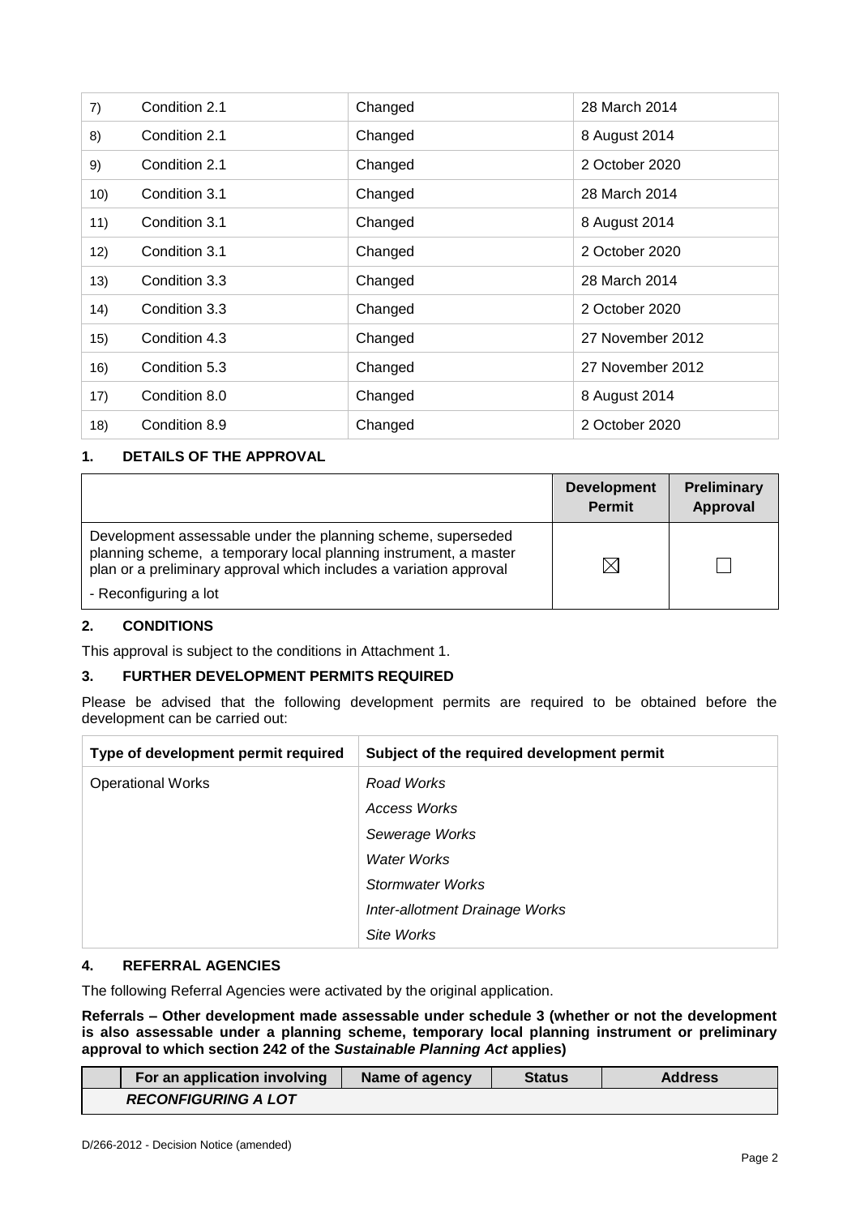| | | | |
|---|---|---|---|
| 7) | Condition 2.1 | Changed | 28 March 2014 |
| 8) | Condition 2.1 | Changed | 8 August 2014 |
| 9) | Condition 2.1 | Changed | 2 October 2020 |
| 10) | Condition 3.1 | Changed | 28 March 2014 |
| 11) | Condition 3.1 | Changed | 8 August 2014 |
| 12) | Condition 3.1 | Changed | 2 October 2020 |
| 13) | Condition 3.3 | Changed | 28 March 2014 |
| 14) | Condition 3.3 | Changed | 2 October 2020 |
| 15) | Condition 4.3 | Changed | 27 November 2012 |
| 16) | Condition 5.3 | Changed | 27 November 2012 |
| 17) | Condition 8.0 | Changed | 8 August 2014 |
| 18) | Condition 8.9 | Changed | 2 October 2020 |

## 1. DETAILS OF THE APPROVAL

| | Development Permit | Preliminary Approval |
|---|---|---|
| Development assessable under the planning scheme, superseded planning scheme, a temporary local planning instrument, a master plan or a preliminary approval which includes a variation approval<br>- Reconfiguring a lot | ☒ | ☐ |

## 2. CONDITIONS

This approval is subject to the conditions in Attachment 1.

## 3. FURTHER DEVELOPMENT PERMITS REQUIRED

Please be advised that the following development permits are required to be obtained before the development can be carried out:

| Type of development permit required | Subject of the required development permit |
|---|---|
| Operational Works | *Road Works* |
| | *Access Works* |
| | *Sewerage Works* |
| | *Water Works* |
| | *Stormwater Works* |
| | *Inter-allotment Drainage Works* |
| | *Site Works* |

## 4. REFERRAL AGENCIES

The following Referral Agencies were activated by the original application.

**Referrals – Other development made assessable under schedule 3 (whether or not the development is also assessable under a planning scheme, temporary local planning instrument or preliminary approval to which section 242 of the *Sustainable Planning Act* applies)**

| | For an application involving | Name of agency | Status | Address |
|---|---|---|---|---|
| | ***RECONFIGURING A LOT*** | | | |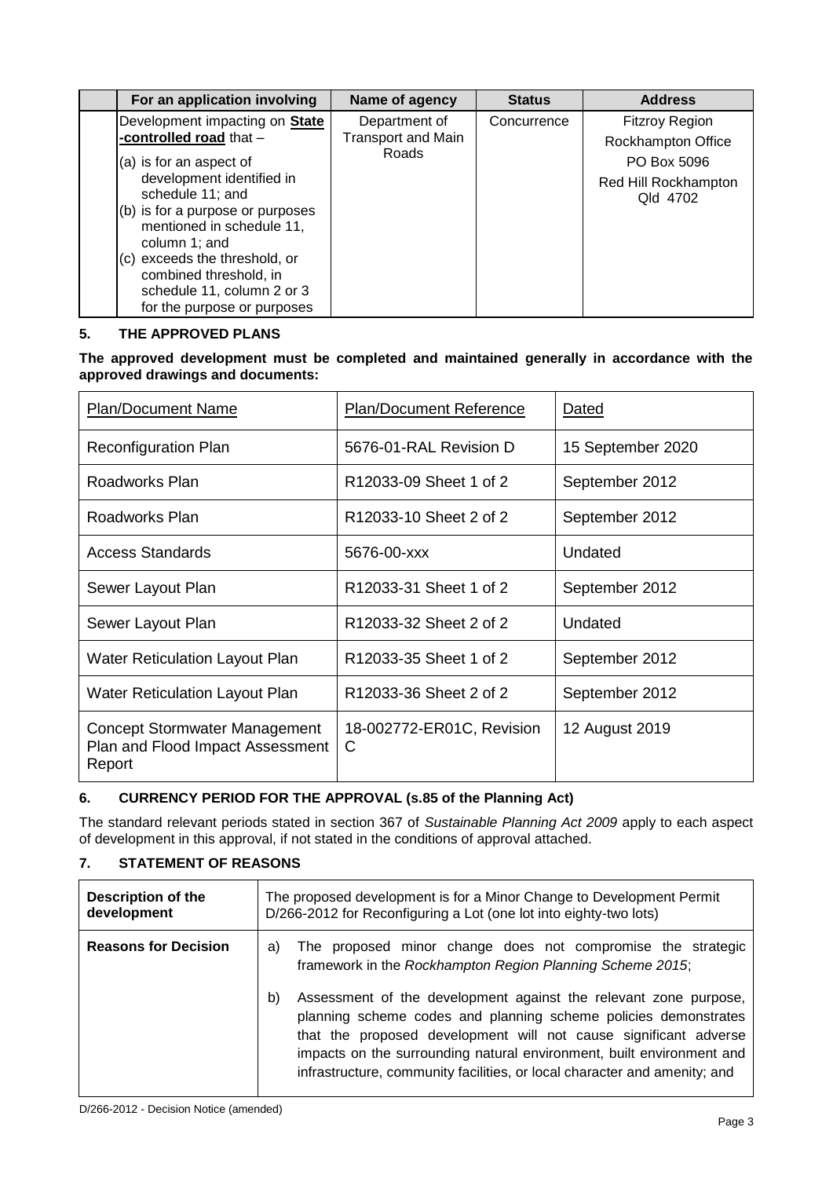| | For an application involving | Name of agency | Status | Address |
|---|---|---|---|---|
| | Development impacting on **State-controlled road** that – (a) is for an aspect of development identified in schedule 11; and (b) is for a purpose or purposes mentioned in schedule 11, column 1; and (c) exceeds the threshold, or combined threshold, in schedule 11, column 2 or 3 for the purpose or purposes | Department of Transport and Main Roads | Concurrence | Fitzroy Region Rockhampton Office PO Box 5096 Red Hill Rockhampton Qld 4702 |

## 5. THE APPROVED PLANS

**The approved development must be completed and maintained generally in accordance with the approved drawings and documents:**

| Plan/Document Name | Plan/Document Reference | Dated |
|---|---|---|
| Reconfiguration Plan | 5676-01-RAL Revision D | 15 September 2020 |
| Roadworks Plan | R12033-09 Sheet 1 of 2 | September 2012 |
| Roadworks Plan | R12033-10 Sheet 2 of 2 | September 2012 |
| Access Standards | 5676-00-xxx | Undated |
| Sewer Layout Plan | R12033-31 Sheet 1 of 2 | September 2012 |
| Sewer Layout Plan | R12033-32 Sheet 2 of 2 | Undated |
| Water Reticulation Layout Plan | R12033-35 Sheet 1 of 2 | September 2012 |
| Water Reticulation Layout Plan | R12033-36 Sheet 2 of 2 | September 2012 |
| Concept Stormwater Management Plan and Flood Impact Assessment Report | 18-002772-ER01C, Revision C | 12 August 2019 |

## 6. CURRENCY PERIOD FOR THE APPROVAL (s.85 of the Planning Act)

The standard relevant periods stated in section 367 of *Sustainable Planning Act 2009* apply to each aspect of development in this approval, if not stated in the conditions of approval attached.

## 7. STATEMENT OF REASONS

| **Description of the development** | The proposed development is for a Minor Change to Development Permit D/266-2012 for Reconfiguring a Lot (one lot into eighty-two lots) |
|---|---|
| **Reasons for Decision** | a) The proposed minor change does not compromise the strategic framework in the *Rockhampton Region Planning Scheme 2015*; <br> b) Assessment of the development against the relevant zone purpose, planning scheme codes and planning scheme policies demonstrates that the proposed development will not cause significant adverse impacts on the surrounding natural environment, built environment and infrastructure, community facilities, or local character and amenity; and |

D/266-2012 - Decision Notice (amended)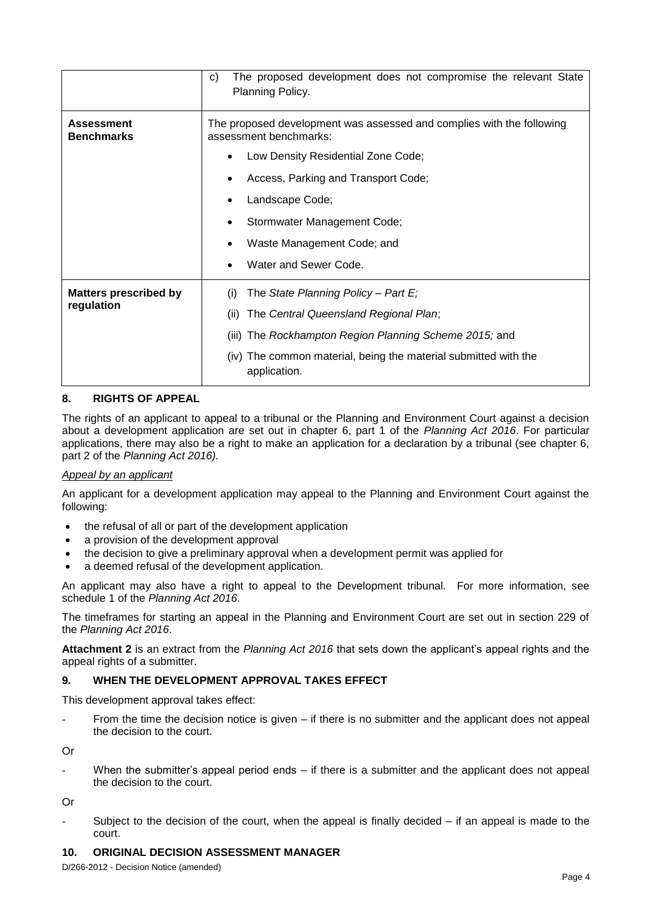| | |
|---|---|
| | c) The proposed development does not compromise the relevant State Planning Policy. |
| **Assessment Benchmarks** | The proposed development was assessed and complies with the following assessment benchmarks:<br>• Low Density Residential Zone Code;<br>• Access, Parking and Transport Code;<br>• Landscape Code;<br>• Stormwater Management Code;<br>• Waste Management Code; and<br>• Water and Sewer Code. |
| **Matters prescribed by regulation** | (i) The *State Planning Policy – Part E;*<br>(ii) The *Central Queensland Regional Plan*;<br>(iii) The *Rockhampton Region Planning Scheme 2015;* and<br>(iv) The common material, being the material submitted with the application. |

## 8. RIGHTS OF APPEAL

The rights of an applicant to appeal to a tribunal or the Planning and Environment Court against a decision about a development application are set out in chapter 6, part 1 of the *Planning Act 2016*. For particular applications, there may also be a right to make an application for a declaration by a tribunal (see chapter 6, part 2 of the *Planning Act 2016).*

*Appeal by an applicant*

An applicant for a development application may appeal to the Planning and Environment Court against the following:

- the refusal of all or part of the development application
- a provision of the development approval
- the decision to give a preliminary approval when a development permit was applied for
- a deemed refusal of the development application.

An applicant may also have a right to appeal to the Development tribunal. For more information, see schedule 1 of the *Planning Act 2016*.

The timeframes for starting an appeal in the Planning and Environment Court are set out in section 229 of the *Planning Act 2016*.

**Attachment 2** is an extract from the *Planning Act 2016* that sets down the applicant's appeal rights and the appeal rights of a submitter.

## 9. WHEN THE DEVELOPMENT APPROVAL TAKES EFFECT

This development approval takes effect:

- From the time the decision notice is given – if there is no submitter and the applicant does not appeal the decision to the court.

Or

- When the submitter's appeal period ends – if there is a submitter and the applicant does not appeal the decision to the court.

Or

- Subject to the decision of the court, when the appeal is finally decided – if an appeal is made to the court.

## 10. ORIGINAL DECISION ASSESSMENT MANAGER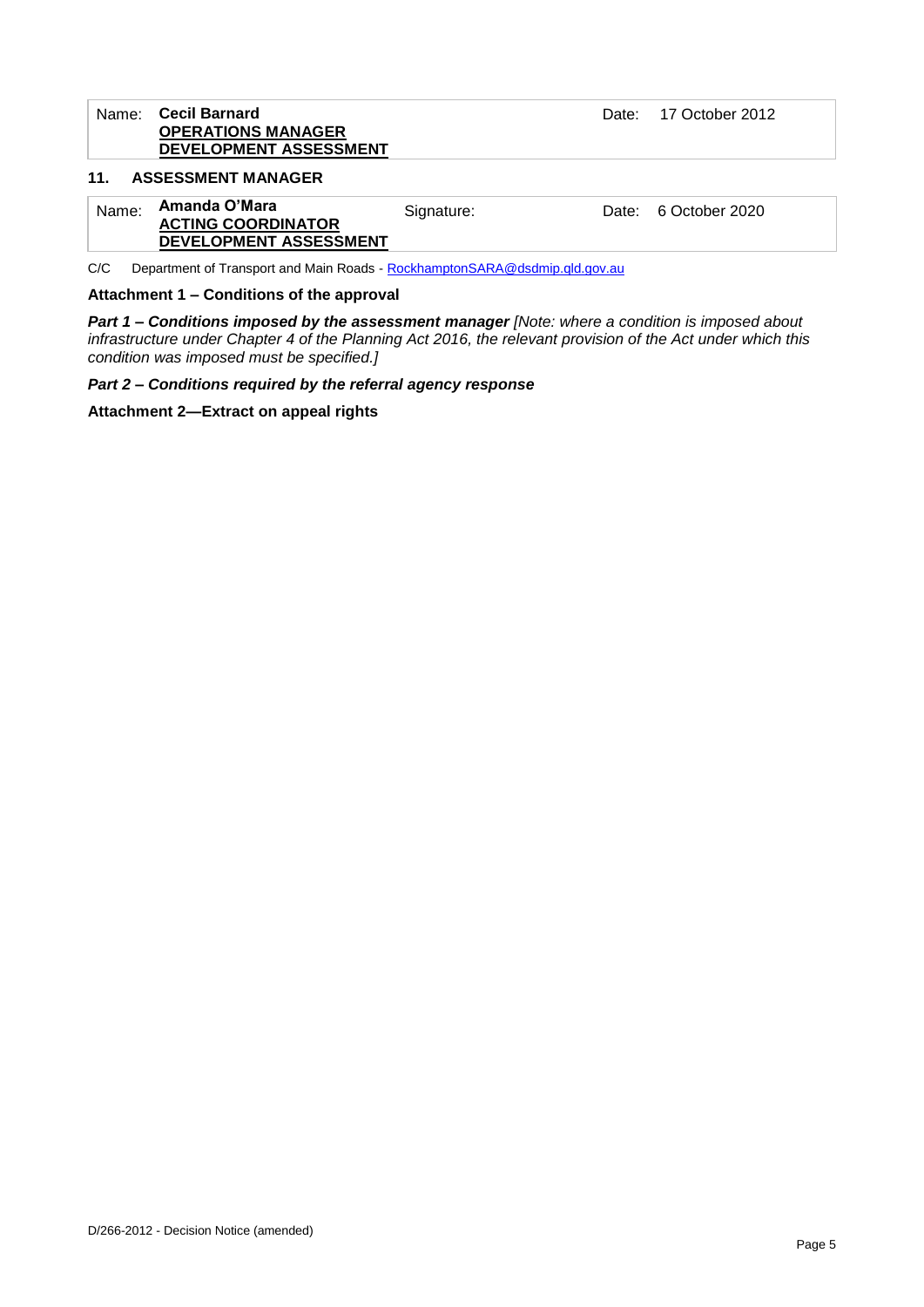| Name: | **Cecil Barnard** <br> **OPERATIONS MANAGER** <br> **DEVELOPMENT ASSESSMENT** | Date: | 17 October 2012 |
|---|---|---|---|

## 11. ASSESSMENT MANAGER

| Name: | **Amanda O'Mara** <br> **ACTING COORDINATOR** <br> **DEVELOPMENT ASSESSMENT** | Signature: | Date: | 6 October 2020 |
|---|---|---|---|---|

C/C Department of Transport and Main Roads - RockhamptonSARA@dsdmip.qld.gov.au

**Attachment 1 – Conditions of the approval**

***Part 1 – Conditions imposed by the assessment manager*** *[Note: where a condition is imposed about infrastructure under Chapter 4 of the Planning Act 2016, the relevant provision of the Act under which this condition was imposed must be specified.]*

***Part 2 – Conditions required by the referral agency response***

**Attachment 2—Extract on appeal rights**

D/266-2012 - Decision Notice (amended)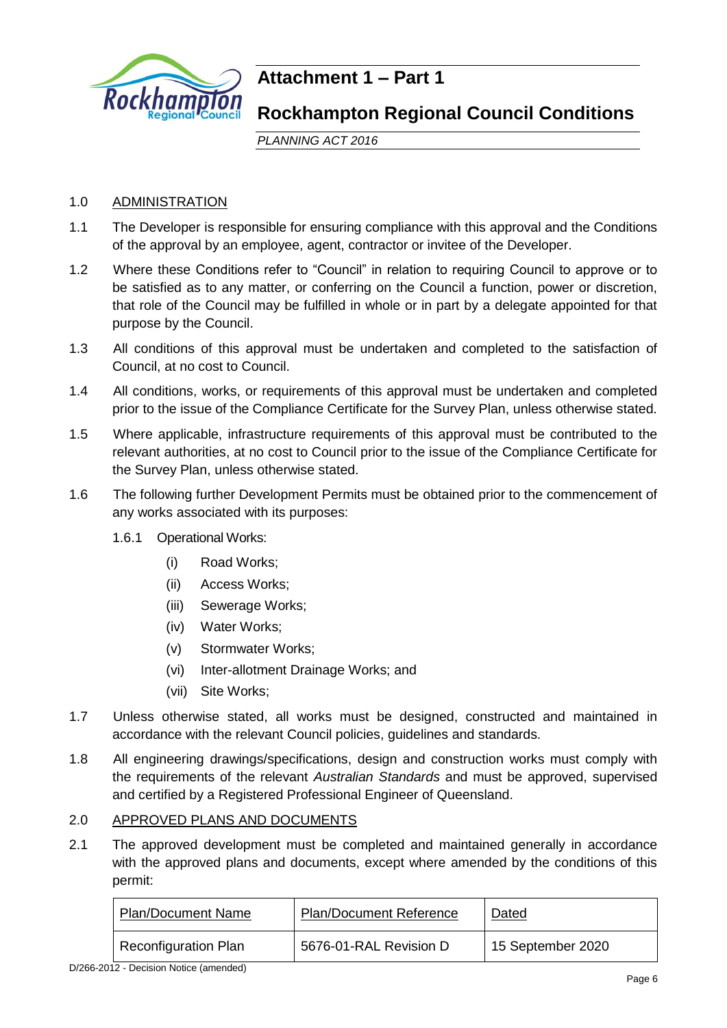# Attachment 1 – Part 1

## Rockhampton Regional Council Conditions

*PLANNING ACT 2016*

1.0 ADMINISTRATION

1.1 The Developer is responsible for ensuring compliance with this approval and the Conditions of the approval by an employee, agent, contractor or invitee of the Developer.

1.2 Where these Conditions refer to "Council" in relation to requiring Council to approve or to be satisfied as to any matter, or conferring on the Council a function, power or discretion, that role of the Council may be fulfilled in whole or in part by a delegate appointed for that purpose by the Council.

1.3 All conditions of this approval must be undertaken and completed to the satisfaction of Council, at no cost to Council.

1.4 All conditions, works, or requirements of this approval must be undertaken and completed prior to the issue of the Compliance Certificate for the Survey Plan, unless otherwise stated.

1.5 Where applicable, infrastructure requirements of this approval must be contributed to the relevant authorities, at no cost to Council prior to the issue of the Compliance Certificate for the Survey Plan, unless otherwise stated.

1.6 The following further Development Permits must be obtained prior to the commencement of any works associated with its purposes:

1.6.1 Operational Works:

(i) Road Works;

(ii) Access Works;

(iii) Sewerage Works;

(iv) Water Works;

(v) Stormwater Works;

(vi) Inter-allotment Drainage Works; and

(vii) Site Works;

1.7 Unless otherwise stated, all works must be designed, constructed and maintained in accordance with the relevant Council policies, guidelines and standards.

1.8 All engineering drawings/specifications, design and construction works must comply with the requirements of the relevant *Australian Standards* and must be approved, supervised and certified by a Registered Professional Engineer of Queensland.

2.0 APPROVED PLANS AND DOCUMENTS

2.1 The approved development must be completed and maintained generally in accordance with the approved plans and documents, except where amended by the conditions of this permit:

| Plan/Document Name | Plan/Document Reference | Dated |
|---|---|---|
| Reconfiguration Plan | 5676-01-RAL Revision D | 15 September 2020 |

D/266-2012 - Decision Notice (amended)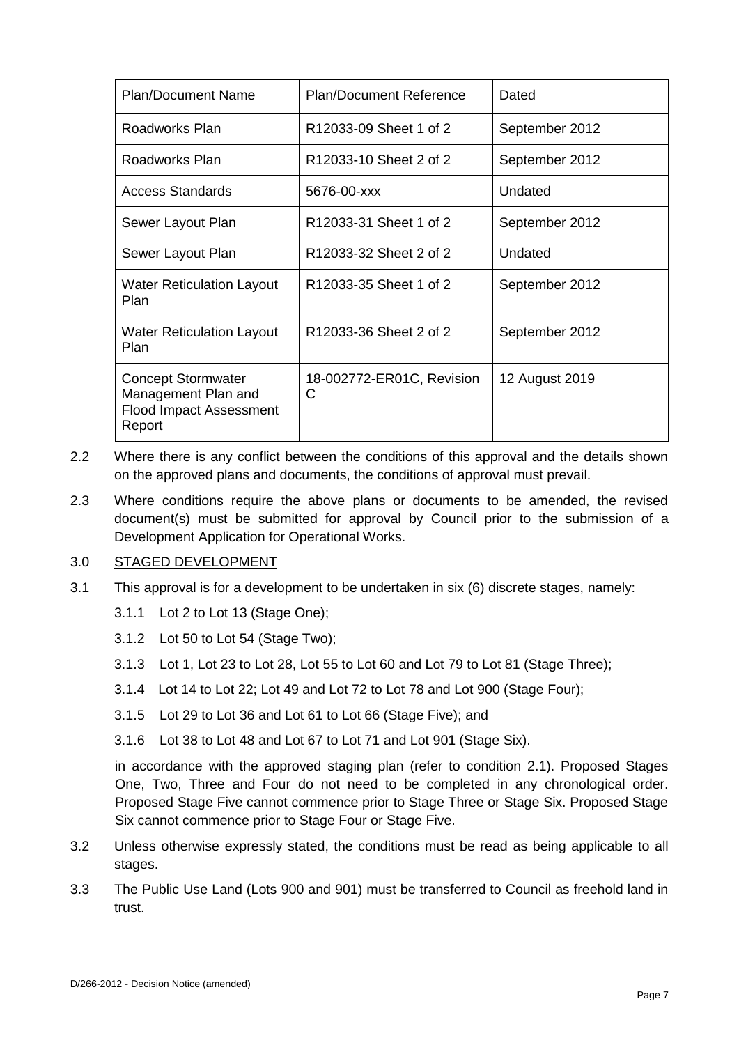| Plan/Document Name | Plan/Document Reference | Dated |
|---|---|---|
| Roadworks Plan | R12033-09 Sheet 1 of 2 | September 2012 |
| Roadworks Plan | R12033-10 Sheet 2 of 2 | September 2012 |
| Access Standards | 5676-00-xxx | Undated |
| Sewer Layout Plan | R12033-31 Sheet 1 of 2 | September 2012 |
| Sewer Layout Plan | R12033-32 Sheet 2 of 2 | Undated |
| Water Reticulation Layout Plan | R12033-35 Sheet 1 of 2 | September 2012 |
| Water Reticulation Layout Plan | R12033-36 Sheet 2 of 2 | September 2012 |
| Concept Stormwater Management Plan and Flood Impact Assessment Report | 18-002772-ER01C, Revision C | 12 August 2019 |

2.2 Where there is any conflict between the conditions of this approval and the details shown on the approved plans and documents, the conditions of approval must prevail.

2.3 Where conditions require the above plans or documents to be amended, the revised document(s) must be submitted for approval by Council prior to the submission of a Development Application for Operational Works.

3.0 STAGED DEVELOPMENT

3.1 This approval is for a development to be undertaken in six (6) discrete stages, namely:

3.1.1 Lot 2 to Lot 13 (Stage One);

3.1.2 Lot 50 to Lot 54 (Stage Two);

3.1.3 Lot 1, Lot 23 to Lot 28, Lot 55 to Lot 60 and Lot 79 to Lot 81 (Stage Three);

3.1.4 Lot 14 to Lot 22; Lot 49 and Lot 72 to Lot 78 and Lot 900 (Stage Four);

3.1.5 Lot 29 to Lot 36 and Lot 61 to Lot 66 (Stage Five); and

3.1.6 Lot 38 to Lot 48 and Lot 67 to Lot 71 and Lot 901 (Stage Six).

in accordance with the approved staging plan (refer to condition 2.1). Proposed Stages One, Two, Three and Four do not need to be completed in any chronological order. Proposed Stage Five cannot commence prior to Stage Three or Stage Six. Proposed Stage Six cannot commence prior to Stage Four or Stage Five.

3.2 Unless otherwise expressly stated, the conditions must be read as being applicable to all stages.

3.3 The Public Use Land (Lots 900 and 901) must be transferred to Council as freehold land in trust.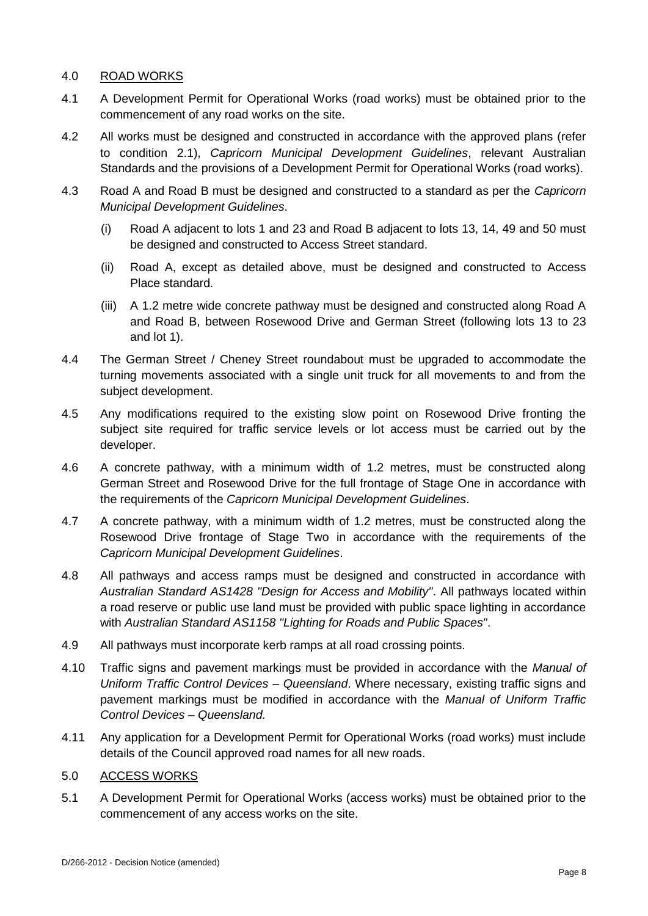## 4.0 ROAD WORKS

4.1 A Development Permit for Operational Works (road works) must be obtained prior to the commencement of any road works on the site.

4.2 All works must be designed and constructed in accordance with the approved plans (refer to condition 2.1), *Capricorn Municipal Development Guidelines*, relevant Australian Standards and the provisions of a Development Permit for Operational Works (road works).

4.3 Road A and Road B must be designed and constructed to a standard as per the *Capricorn Municipal Development Guidelines*.

- (i) Road A adjacent to lots 1 and 23 and Road B adjacent to lots 13, 14, 49 and 50 must be designed and constructed to Access Street standard.
- (ii) Road A, except as detailed above, must be designed and constructed to Access Place standard.
- (iii) A 1.2 metre wide concrete pathway must be designed and constructed along Road A and Road B, between Rosewood Drive and German Street (following lots 13 to 23 and lot 1).

4.4 The German Street / Cheney Street roundabout must be upgraded to accommodate the turning movements associated with a single unit truck for all movements to and from the subject development.

4.5 Any modifications required to the existing slow point on Rosewood Drive fronting the subject site required for traffic service levels or lot access must be carried out by the developer.

4.6 A concrete pathway, with a minimum width of 1.2 metres, must be constructed along German Street and Rosewood Drive for the full frontage of Stage One in accordance with the requirements of the *Capricorn Municipal Development Guidelines*.

4.7 A concrete pathway, with a minimum width of 1.2 metres, must be constructed along the Rosewood Drive frontage of Stage Two in accordance with the requirements of the *Capricorn Municipal Development Guidelines*.

4.8 All pathways and access ramps must be designed and constructed in accordance with *Australian Standard AS1428 "Design for Access and Mobility"*. All pathways located within a road reserve or public use land must be provided with public space lighting in accordance with *Australian Standard AS1158 "Lighting for Roads and Public Spaces"*.

4.9 All pathways must incorporate kerb ramps at all road crossing points.

4.10 Traffic signs and pavement markings must be provided in accordance with the *Manual of Uniform Traffic Control Devices – Queensland*. Where necessary, existing traffic signs and pavement markings must be modified in accordance with the *Manual of Uniform Traffic Control Devices – Queensland.*

4.11 Any application for a Development Permit for Operational Works (road works) must include details of the Council approved road names for all new roads.

## 5.0 ACCESS WORKS

5.1 A Development Permit for Operational Works (access works) must be obtained prior to the commencement of any access works on the site.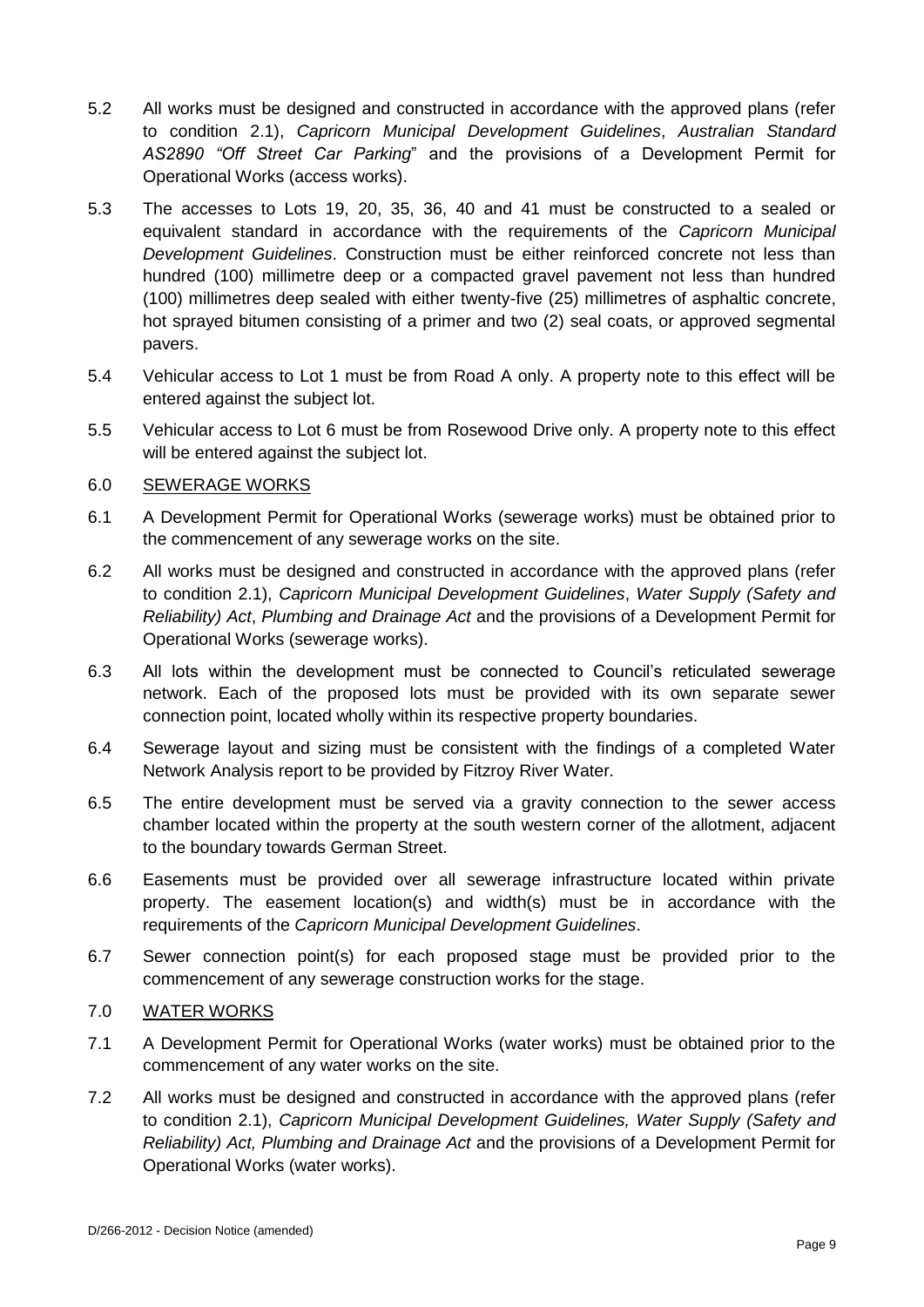5.2 All works must be designed and constructed in accordance with the approved plans (refer to condition 2.1), *Capricorn Municipal Development Guidelines*, *Australian Standard AS2890 "Off Street Car Parking*" and the provisions of a Development Permit for Operational Works (access works).

5.3 The accesses to Lots 19, 20, 35, 36, 40 and 41 must be constructed to a sealed or equivalent standard in accordance with the requirements of the *Capricorn Municipal Development Guidelines*. Construction must be either reinforced concrete not less than hundred (100) millimetre deep or a compacted gravel pavement not less than hundred (100) millimetres deep sealed with either twenty-five (25) millimetres of asphaltic concrete, hot sprayed bitumen consisting of a primer and two (2) seal coats, or approved segmental pavers.

5.4 Vehicular access to Lot 1 must be from Road A only. A property note to this effect will be entered against the subject lot.

5.5 Vehicular access to Lot 6 must be from Rosewood Drive only. A property note to this effect will be entered against the subject lot.

6.0 <u>SEWERAGE WORKS</u>

6.1 A Development Permit for Operational Works (sewerage works) must be obtained prior to the commencement of any sewerage works on the site.

6.2 All works must be designed and constructed in accordance with the approved plans (refer to condition 2.1), *Capricorn Municipal Development Guidelines*, *Water Supply (Safety and Reliability) Act*, *Plumbing and Drainage Act* and the provisions of a Development Permit for Operational Works (sewerage works).

6.3 All lots within the development must be connected to Council's reticulated sewerage network. Each of the proposed lots must be provided with its own separate sewer connection point, located wholly within its respective property boundaries.

6.4 Sewerage layout and sizing must be consistent with the findings of a completed Water Network Analysis report to be provided by Fitzroy River Water.

6.5 The entire development must be served via a gravity connection to the sewer access chamber located within the property at the south western corner of the allotment, adjacent to the boundary towards German Street.

6.6 Easements must be provided over all sewerage infrastructure located within private property. The easement location(s) and width(s) must be in accordance with the requirements of the *Capricorn Municipal Development Guidelines*.

6.7 Sewer connection point(s) for each proposed stage must be provided prior to the commencement of any sewerage construction works for the stage.

7.0 <u>WATER WORKS</u>

7.1 A Development Permit for Operational Works (water works) must be obtained prior to the commencement of any water works on the site.

7.2 All works must be designed and constructed in accordance with the approved plans (refer to condition 2.1), *Capricorn Municipal Development Guidelines, Water Supply (Safety and Reliability) Act, Plumbing and Drainage Act* and the provisions of a Development Permit for Operational Works (water works).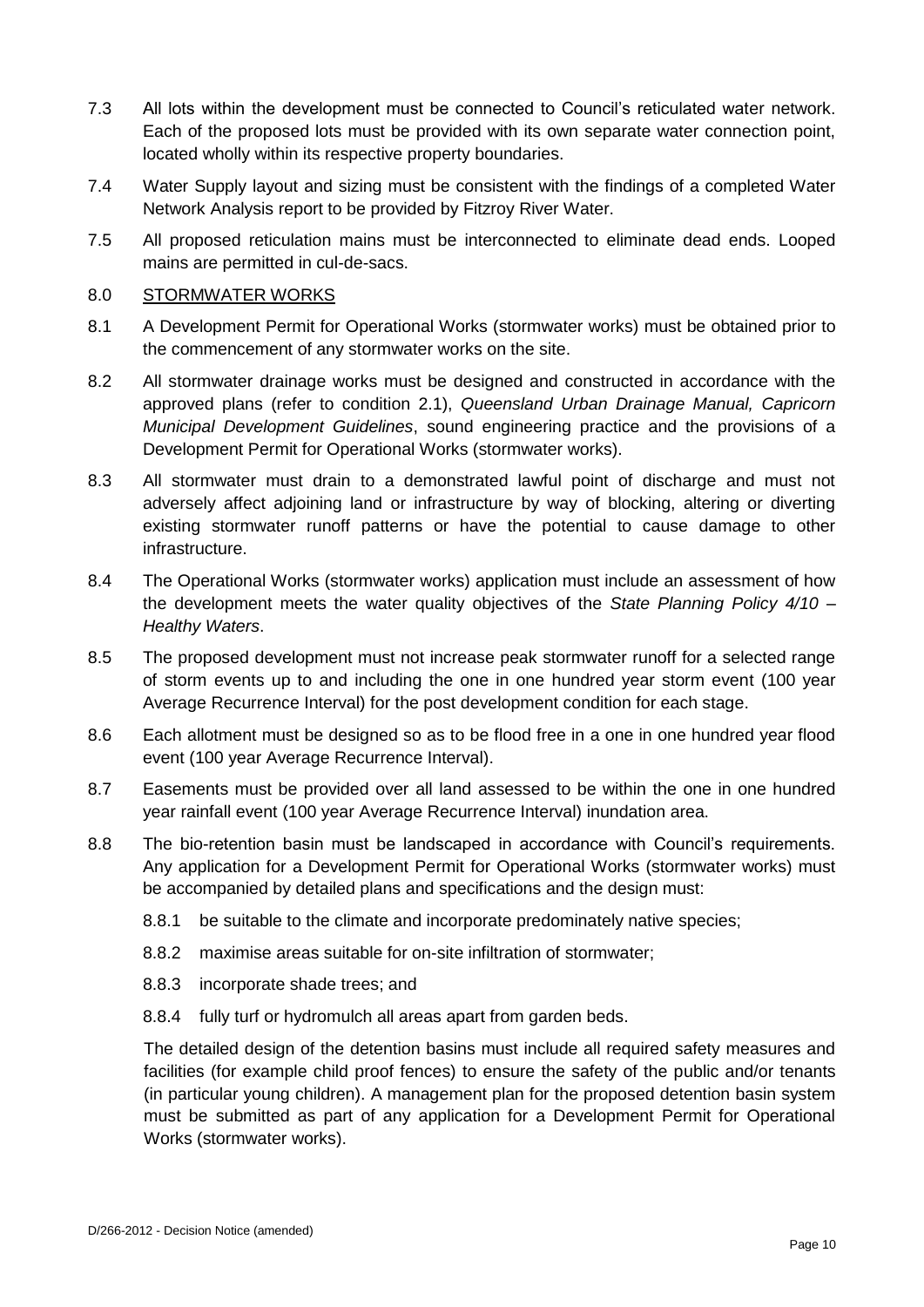7.3 All lots within the development must be connected to Council's reticulated water network. Each of the proposed lots must be provided with its own separate water connection point, located wholly within its respective property boundaries.

7.4 Water Supply layout and sizing must be consistent with the findings of a completed Water Network Analysis report to be provided by Fitzroy River Water.

7.5 All proposed reticulation mains must be interconnected to eliminate dead ends. Looped mains are permitted in cul-de-sacs.

## 8.0 STORMWATER WORKS

8.1 A Development Permit for Operational Works (stormwater works) must be obtained prior to the commencement of any stormwater works on the site.

8.2 All stormwater drainage works must be designed and constructed in accordance with the approved plans (refer to condition 2.1), *Queensland Urban Drainage Manual, Capricorn Municipal Development Guidelines*, sound engineering practice and the provisions of a Development Permit for Operational Works (stormwater works).

8.3 All stormwater must drain to a demonstrated lawful point of discharge and must not adversely affect adjoining land or infrastructure by way of blocking, altering or diverting existing stormwater runoff patterns or have the potential to cause damage to other infrastructure.

8.4 The Operational Works (stormwater works) application must include an assessment of how the development meets the water quality objectives of the *State Planning Policy 4/10 – Healthy Waters*.

8.5 The proposed development must not increase peak stormwater runoff for a selected range of storm events up to and including the one in one hundred year storm event (100 year Average Recurrence Interval) for the post development condition for each stage.

8.6 Each allotment must be designed so as to be flood free in a one in one hundred year flood event (100 year Average Recurrence Interval).

8.7 Easements must be provided over all land assessed to be within the one in one hundred year rainfall event (100 year Average Recurrence Interval) inundation area.

8.8 The bio-retention basin must be landscaped in accordance with Council's requirements. Any application for a Development Permit for Operational Works (stormwater works) must be accompanied by detailed plans and specifications and the design must:

8.8.1 be suitable to the climate and incorporate predominately native species;

8.8.2 maximise areas suitable for on-site infiltration of stormwater;

8.8.3 incorporate shade trees; and

8.8.4 fully turf or hydromulch all areas apart from garden beds.

The detailed design of the detention basins must include all required safety measures and facilities (for example child proof fences) to ensure the safety of the public and/or tenants (in particular young children). A management plan for the proposed detention basin system must be submitted as part of any application for a Development Permit for Operational Works (stormwater works).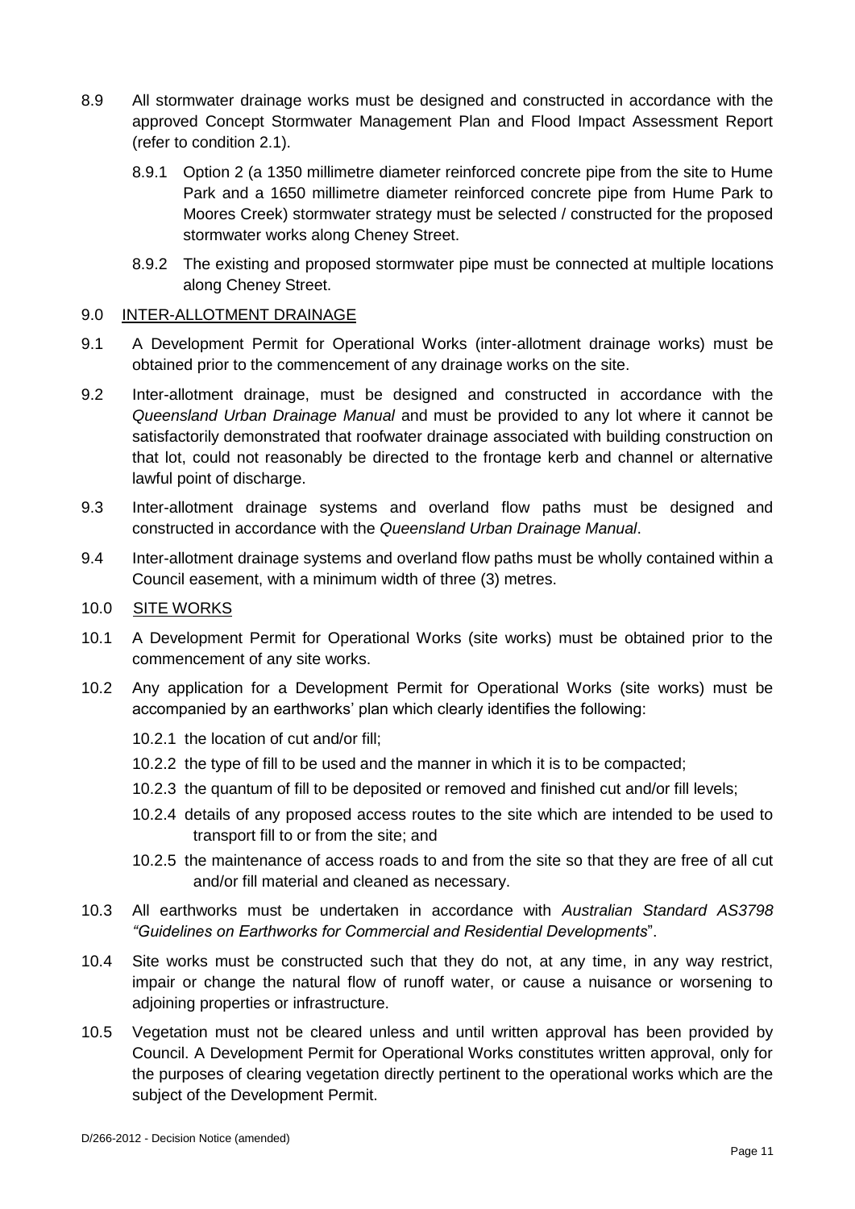8.9 All stormwater drainage works must be designed and constructed in accordance with the approved Concept Stormwater Management Plan and Flood Impact Assessment Report (refer to condition 2.1).

  8.9.1 Option 2 (a 1350 millimetre diameter reinforced concrete pipe from the site to Hume Park and a 1650 millimetre diameter reinforced concrete pipe from Hume Park to Moores Creek) stormwater strategy must be selected / constructed for the proposed stormwater works along Cheney Street.

  8.9.2 The existing and proposed stormwater pipe must be connected at multiple locations along Cheney Street.

## 9.0 INTER-ALLOTMENT DRAINAGE

9.1 A Development Permit for Operational Works (inter-allotment drainage works) must be obtained prior to the commencement of any drainage works on the site.

9.2 Inter-allotment drainage, must be designed and constructed in accordance with the *Queensland Urban Drainage Manual* and must be provided to any lot where it cannot be satisfactorily demonstrated that roofwater drainage associated with building construction on that lot, could not reasonably be directed to the frontage kerb and channel or alternative lawful point of discharge.

9.3 Inter-allotment drainage systems and overland flow paths must be designed and constructed in accordance with the *Queensland Urban Drainage Manual*.

9.4 Inter-allotment drainage systems and overland flow paths must be wholly contained within a Council easement, with a minimum width of three (3) metres.

## 10.0 SITE WORKS

10.1 A Development Permit for Operational Works (site works) must be obtained prior to the commencement of any site works.

10.2 Any application for a Development Permit for Operational Works (site works) must be accompanied by an earthworks' plan which clearly identifies the following:

  10.2.1 the location of cut and/or fill;

  10.2.2 the type of fill to be used and the manner in which it is to be compacted;

  10.2.3 the quantum of fill to be deposited or removed and finished cut and/or fill levels;

  10.2.4 details of any proposed access routes to the site which are intended to be used to transport fill to or from the site; and

  10.2.5 the maintenance of access roads to and from the site so that they are free of all cut and/or fill material and cleaned as necessary.

10.3 All earthworks must be undertaken in accordance with *Australian Standard AS3798 "Guidelines on Earthworks for Commercial and Residential Developments*".

10.4 Site works must be constructed such that they do not, at any time, in any way restrict, impair or change the natural flow of runoff water, or cause a nuisance or worsening to adjoining properties or infrastructure.

10.5 Vegetation must not be cleared unless and until written approval has been provided by Council. A Development Permit for Operational Works constitutes written approval, only for the purposes of clearing vegetation directly pertinent to the operational works which are the subject of the Development Permit.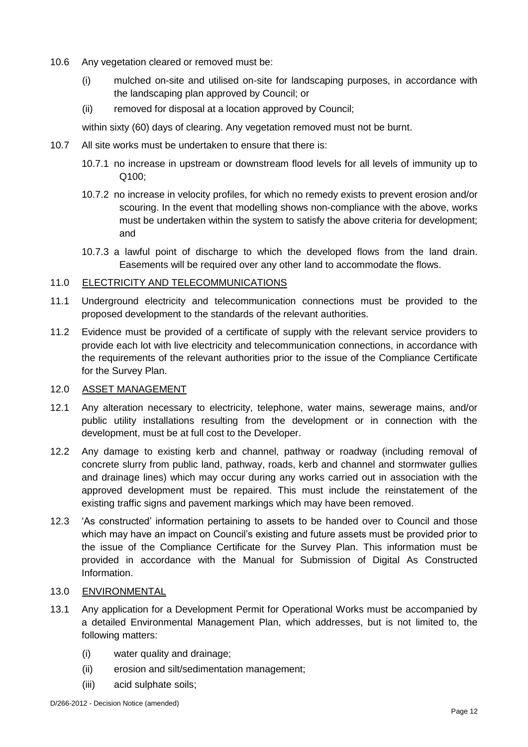10.6 Any vegetation cleared or removed must be:

(i) mulched on-site and utilised on-site for landscaping purposes, in accordance with the landscaping plan approved by Council; or

(ii) removed for disposal at a location approved by Council;

within sixty (60) days of clearing. Any vegetation removed must not be burnt.

10.7 All site works must be undertaken to ensure that there is:

10.7.1 no increase in upstream or downstream flood levels for all levels of immunity up to Q100;

10.7.2 no increase in velocity profiles, for which no remedy exists to prevent erosion and/or scouring. In the event that modelling shows non-compliance with the above, works must be undertaken within the system to satisfy the above criteria for development; and

10.7.3 a lawful point of discharge to which the developed flows from the land drain. Easements will be required over any other land to accommodate the flows.

11.0 ELECTRICITY AND TELECOMMUNICATIONS

11.1 Underground electricity and telecommunication connections must be provided to the proposed development to the standards of the relevant authorities.

11.2 Evidence must be provided of a certificate of supply with the relevant service providers to provide each lot with live electricity and telecommunication connections, in accordance with the requirements of the relevant authorities prior to the issue of the Compliance Certificate for the Survey Plan.

12.0 ASSET MANAGEMENT

12.1 Any alteration necessary to electricity, telephone, water mains, sewerage mains, and/or public utility installations resulting from the development or in connection with the development, must be at full cost to the Developer.

12.2 Any damage to existing kerb and channel, pathway or roadway (including removal of concrete slurry from public land, pathway, roads, kerb and channel and stormwater gullies and drainage lines) which may occur during any works carried out in association with the approved development must be repaired. This must include the reinstatement of the existing traffic signs and pavement markings which may have been removed.

12.3 'As constructed' information pertaining to assets to be handed over to Council and those which may have an impact on Council's existing and future assets must be provided prior to the issue of the Compliance Certificate for the Survey Plan. This information must be provided in accordance with the Manual for Submission of Digital As Constructed Information.

13.0 ENVIRONMENTAL

13.1 Any application for a Development Permit for Operational Works must be accompanied by a detailed Environmental Management Plan, which addresses, but is not limited to, the following matters:

(i) water quality and drainage;

(ii) erosion and silt/sedimentation management;

(iii) acid sulphate soils;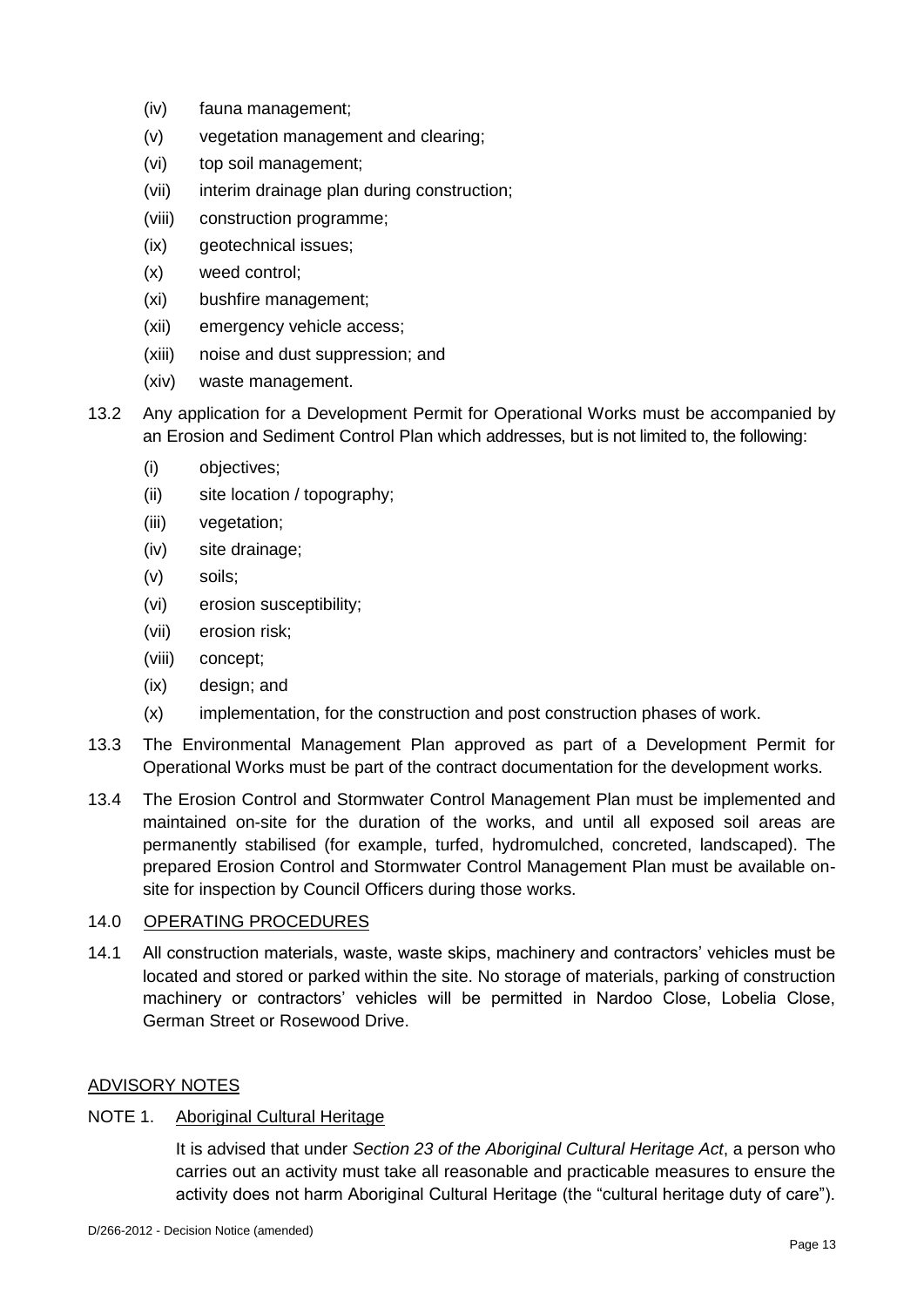(iv) fauna management;

(v) vegetation management and clearing;

(vi) top soil management;

(vii) interim drainage plan during construction;

(viii) construction programme;

(ix) geotechnical issues;

(x) weed control;

(xi) bushfire management;

(xii) emergency vehicle access;

(xiii) noise and dust suppression; and

(xiv) waste management.

13.2 Any application for a Development Permit for Operational Works must be accompanied by an Erosion and Sediment Control Plan which addresses, but is not limited to, the following:

(i) objectives;

(ii) site location / topography;

(iii) vegetation;

(iv) site drainage;

(v) soils;

(vi) erosion susceptibility;

(vii) erosion risk;

(viii) concept;

(ix) design; and

(x) implementation, for the construction and post construction phases of work.

13.3 The Environmental Management Plan approved as part of a Development Permit for Operational Works must be part of the contract documentation for the development works.

13.4 The Erosion Control and Stormwater Control Management Plan must be implemented and maintained on-site for the duration of the works, and until all exposed soil areas are permanently stabilised (for example, turfed, hydromulched, concreted, landscaped). The prepared Erosion Control and Stormwater Control Management Plan must be available on-site for inspection by Council Officers during those works.

14.0 OPERATING PROCEDURES

14.1 All construction materials, waste, waste skips, machinery and contractors' vehicles must be located and stored or parked within the site. No storage of materials, parking of construction machinery or contractors' vehicles will be permitted in Nardoo Close, Lobelia Close, German Street or Rosewood Drive.

ADVISORY NOTES

NOTE 1. Aboriginal Cultural Heritage

It is advised that under *Section 23 of the Aboriginal Cultural Heritage Act*, a person who carries out an activity must take all reasonable and practicable measures to ensure the activity does not harm Aboriginal Cultural Heritage (the "cultural heritage duty of care").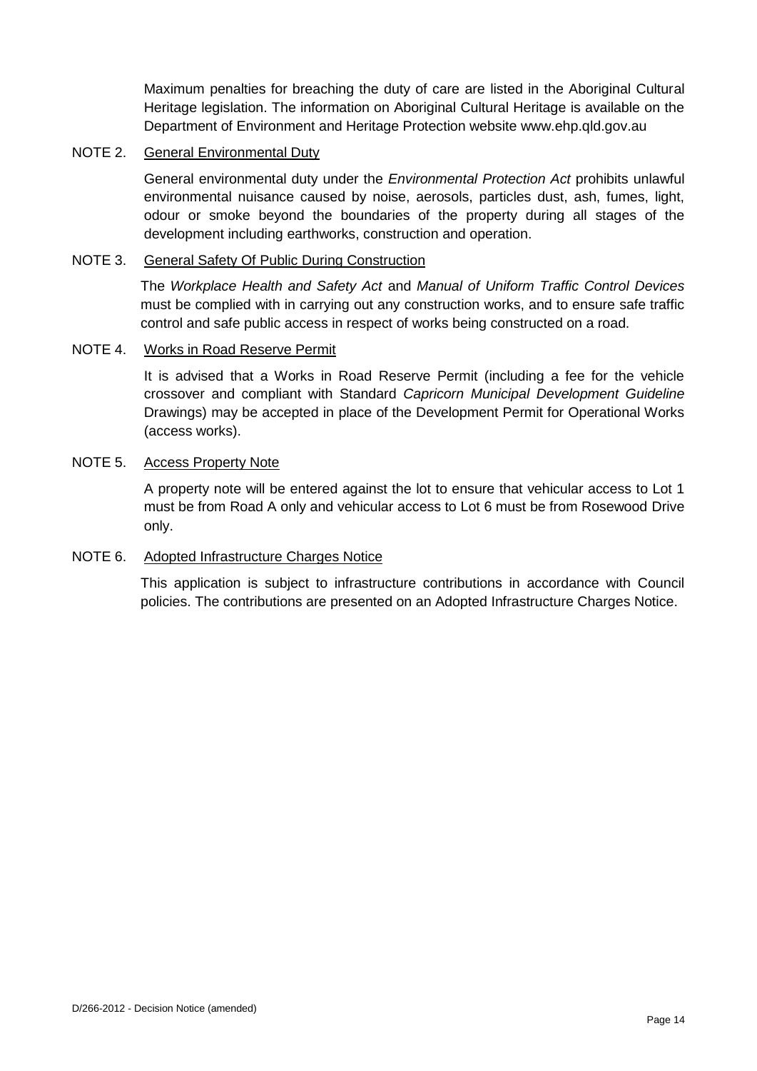Maximum penalties for breaching the duty of care are listed in the Aboriginal Cultural Heritage legislation. The information on Aboriginal Cultural Heritage is available on the Department of Environment and Heritage Protection website www.ehp.qld.gov.au

NOTE 2. General Environmental Duty

General environmental duty under the *Environmental Protection Act* prohibits unlawful environmental nuisance caused by noise, aerosols, particles dust, ash, fumes, light, odour or smoke beyond the boundaries of the property during all stages of the development including earthworks, construction and operation.

NOTE 3. General Safety Of Public During Construction

The *Workplace Health and Safety Act* and *Manual of Uniform Traffic Control Devices* must be complied with in carrying out any construction works, and to ensure safe traffic control and safe public access in respect of works being constructed on a road.

NOTE 4. Works in Road Reserve Permit

It is advised that a Works in Road Reserve Permit (including a fee for the vehicle crossover and compliant with Standard *Capricorn Municipal Development Guideline* Drawings) may be accepted in place of the Development Permit for Operational Works (access works).

NOTE 5. Access Property Note

A property note will be entered against the lot to ensure that vehicular access to Lot 1 must be from Road A only and vehicular access to Lot 6 must be from Rosewood Drive only.

NOTE 6. Adopted Infrastructure Charges Notice

This application is subject to infrastructure contributions in accordance with Council policies. The contributions are presented on an Adopted Infrastructure Charges Notice.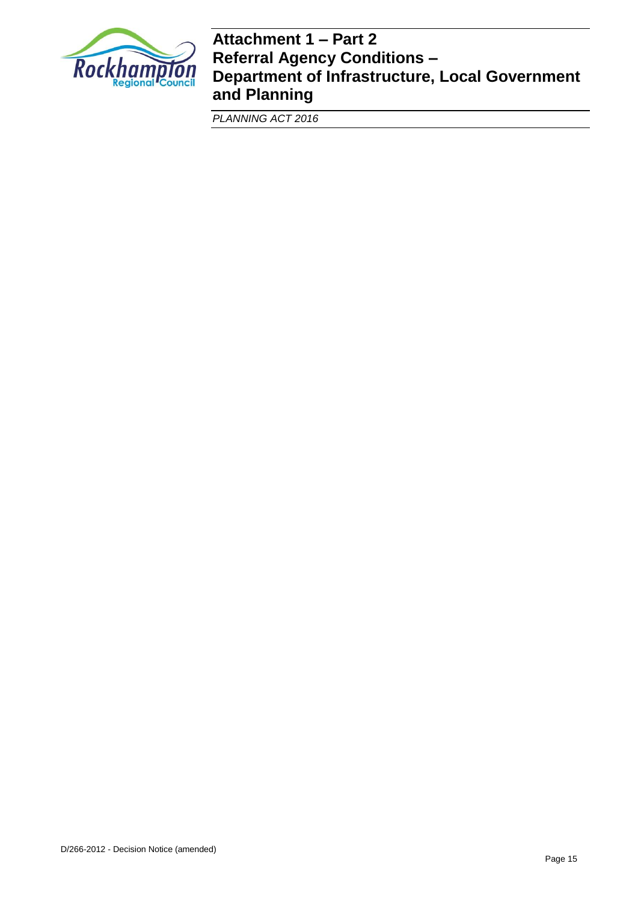# Attachment 1 – Part 2
# Referral Agency Conditions – Department of Infrastructure, Local Government and Planning

*PLANNING ACT 2016*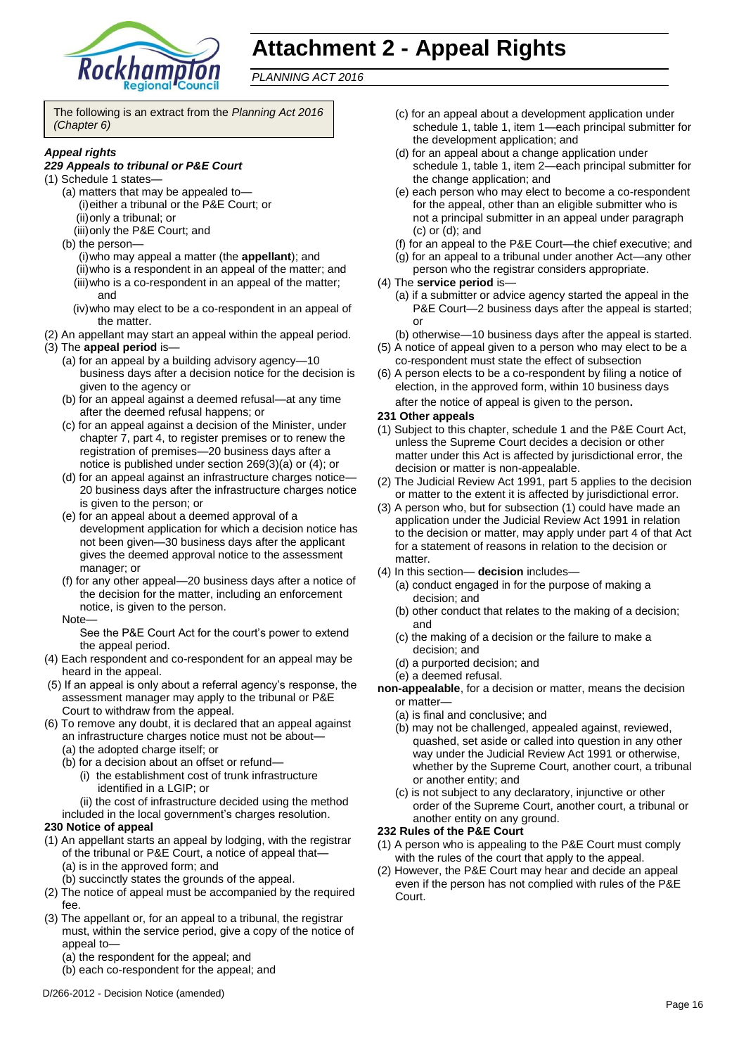# Attachment 2 - Appeal Rights

*PLANNING ACT 2016*

The following is an extract from the *Planning Act 2016 (Chapter 6)*

***Appeal rights***

***229 Appeals to tribunal or P&E Court***

(1) Schedule 1 states—
- (a) matters that may be appealed to—
  - (i) either a tribunal or the P&E Court; or
  - (ii) only a tribunal; or
  - (iii) only the P&E Court; and
- (b) the person—
  - (i) who may appeal a matter (the **appellant**); and
  - (ii) who is a respondent in an appeal of the matter; and
  - (iii) who is a co-respondent in an appeal of the matter; and
  - (iv) who may elect to be a co-respondent in an appeal of the matter.

(2) An appellant may start an appeal within the appeal period.

(3) The **appeal period** is—
- (a) for an appeal by a building advisory agency—10 business days after a decision notice for the decision is given to the agency or
- (b) for an appeal against a deemed refusal—at any time after the deemed refusal happens; or
- (c) for an appeal against a decision of the Minister, under chapter 7, part 4, to register premises or to renew the registration of premises—20 business days after a notice is published under section 269(3)(a) or (4); or
- (d) for an appeal against an infrastructure charges notice—20 business days after the infrastructure charges notice is given to the person; or
- (e) for an appeal about a deemed approval of a development application for which a decision notice has not been given—30 business days after the applicant gives the deemed approval notice to the assessment manager; or
- (f) for any other appeal—20 business days after a notice of the decision for the matter, including an enforcement notice, is given to the person.

  Note—

  See the P&E Court Act for the court's power to extend the appeal period.

(4) Each respondent and co-respondent for an appeal may be heard in the appeal.

(5) If an appeal is only about a referral agency's response, the assessment manager may apply to the tribunal or P&E Court to withdraw from the appeal.

(6) To remove any doubt, it is declared that an appeal against an infrastructure charges notice must not be about—
- (a) the adopted charge itself; or
- (b) for a decision about an offset or refund—
  - (i) the establishment cost of trunk infrastructure identified in a LGIP; or
  - (ii) the cost of infrastructure decided using the method included in the local government's charges resolution.

**230 Notice of appeal**

(1) An appellant starts an appeal by lodging, with the registrar of the tribunal or P&E Court, a notice of appeal that—
- (a) is in the approved form; and
- (b) succinctly states the grounds of the appeal.

(2) The notice of appeal must be accompanied by the required fee.

(3) The appellant or, for an appeal to a tribunal, the registrar must, within the service period, give a copy of the notice of appeal to—
- (a) the respondent for the appeal; and
- (b) each co-respondent for the appeal; and
- (c) for an appeal about a development application under schedule 1, table 1, item 1—each principal submitter for the development application; and
- (d) for an appeal about a change application under schedule 1, table 1, item 2—each principal submitter for the change application; and
- (e) each person who may elect to become a co-respondent for the appeal, other than an eligible submitter who is not a principal submitter in an appeal under paragraph (c) or (d); and
- (f) for an appeal to the P&E Court—the chief executive; and
- (g) for an appeal to a tribunal under another Act—any other person who the registrar considers appropriate.

(4) The **service period** is—
- (a) if a submitter or advice agency started the appeal in the P&E Court—2 business days after the appeal is started; or
- (b) otherwise—10 business days after the appeal is started.

(5) A notice of appeal given to a person who may elect to be a co-respondent must state the effect of subsection

(6) A person elects to be a co-respondent by filing a notice of election, in the approved form, within 10 business days after the notice of appeal is given to the person**.**

**231 Other appeals**

(1) Subject to this chapter, schedule 1 and the P&E Court Act, unless the Supreme Court decides a decision or other matter under this Act is affected by jurisdictional error, the decision or matter is non-appealable.

(2) The Judicial Review Act 1991, part 5 applies to the decision or matter to the extent it is affected by jurisdictional error.

(3) A person who, but for subsection (1) could have made an application under the Judicial Review Act 1991 in relation to the decision or matter, may apply under part 4 of that Act for a statement of reasons in relation to the decision or matter.

(4) In this section— **decision** includes—
- (a) conduct engaged in for the purpose of making a decision; and
- (b) other conduct that relates to the making of a decision; and
- (c) the making of a decision or the failure to make a decision; and
- (d) a purported decision; and
- (e) a deemed refusal.

**non-appealable**, for a decision or matter, means the decision or matter—
- (a) is final and conclusive; and
- (b) may not be challenged, appealed against, reviewed, quashed, set aside or called into question in any other way under the Judicial Review Act 1991 or otherwise, whether by the Supreme Court, another court, a tribunal or another entity; and
- (c) is not subject to any declaratory, injunctive or other order of the Supreme Court, another court, a tribunal or another entity on any ground.

**232 Rules of the P&E Court**

(1) A person who is appealing to the P&E Court must comply with the rules of the court that apply to the appeal.

(2) However, the P&E Court may hear and decide an appeal even if the person has not complied with rules of the P&E Court.

D/266-2012 - Decision Notice (amended)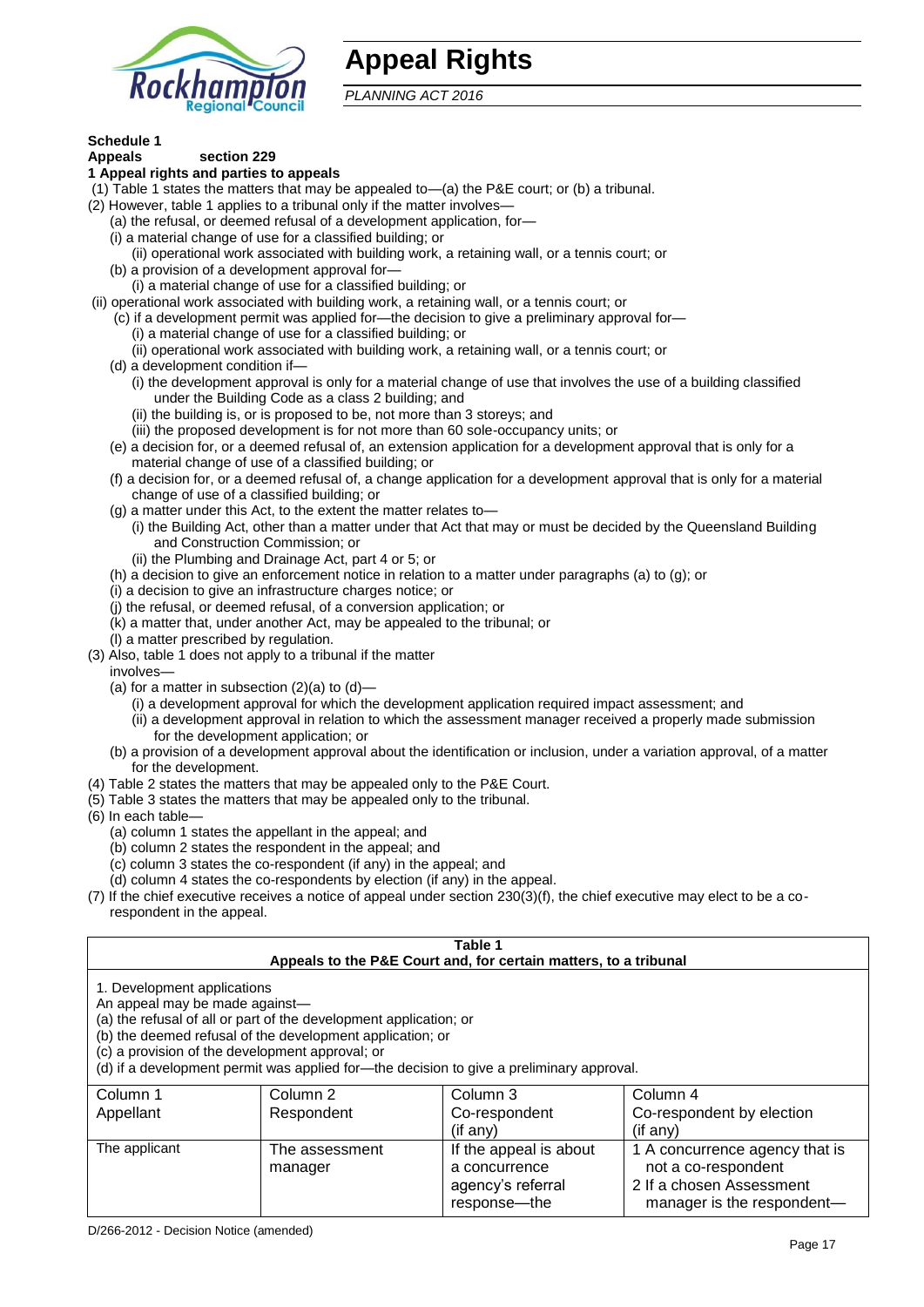# Appeal Rights

*PLANNING ACT 2016*

**Schedule 1**
**Appeals section 229**

**1 Appeal rights and parties to appeals**

(1) Table 1 states the matters that may be appealed to—(a) the P&E court; or (b) a tribunal.

(2) However, table 1 applies to a tribunal only if the matter involves—

(a) the refusal, or deemed refusal of a development application, for—

(i) a material change of use for a classified building; or

(ii) operational work associated with building work, a retaining wall, or a tennis court; or

(b) a provision of a development approval for—

(i) a material change of use for a classified building; or

(ii) operational work associated with building work, a retaining wall, or a tennis court; or

(c) if a development permit was applied for—the decision to give a preliminary approval for—

(i) a material change of use for a classified building; or

(ii) operational work associated with building work, a retaining wall, or a tennis court; or

(d) a development condition if—

(i) the development approval is only for a material change of use that involves the use of a building classified under the Building Code as a class 2 building; and

(ii) the building is, or is proposed to be, not more than 3 storeys; and

(iii) the proposed development is for not more than 60 sole-occupancy units; or

(e) a decision for, or a deemed refusal of, an extension application for a development approval that is only for a material change of use of a classified building; or

(f) a decision for, or a deemed refusal of, a change application for a development approval that is only for a material change of use of a classified building; or

(g) a matter under this Act, to the extent the matter relates to—

(i) the Building Act, other than a matter under that Act that may or must be decided by the Queensland Building and Construction Commission; or

(ii) the Plumbing and Drainage Act, part 4 or 5; or

(h) a decision to give an enforcement notice in relation to a matter under paragraphs (a) to (g); or

(i) a decision to give an infrastructure charges notice; or

(j) the refusal, or deemed refusal, of a conversion application; or

(k) a matter that, under another Act, may be appealed to the tribunal; or

(l) a matter prescribed by regulation.

(3) Also, table 1 does not apply to a tribunal if the matter involves—

(a) for a matter in subsection (2)(a) to (d)—

(i) a development approval for which the development application required impact assessment; and

(ii) a development approval in relation to which the assessment manager received a properly made submission for the development application; or

(b) a provision of a development approval about the identification or inclusion, under a variation approval, of a matter for the development.

(4) Table 2 states the matters that may be appealed only to the P&E Court.

(5) Table 3 states the matters that may be appealed only to the tribunal.

(6) In each table—

(a) column 1 states the appellant in the appeal; and

(b) column 2 states the respondent in the appeal; and

(c) column 3 states the co-respondent (if any) in the appeal; and

(d) column 4 states the co-respondents by election (if any) in the appeal.

(7) If the chief executive receives a notice of appeal under section 230(3)(f), the chief executive may elect to be a co-respondent in the appeal.

**Table 1**
**Appeals to the P&E Court and, for certain matters, to a tribunal**

1. Development applications
An appeal may be made against—
(a) the refusal of all or part of the development application; or
(b) the deemed refusal of the development application; or
(c) a provision of the development approval; or
(d) if a development permit was applied for—the decision to give a preliminary approval.

| Column 1<br>Appellant | Column 2<br>Respondent | Column 3<br>Co-respondent<br>(if any) | Column 4<br>Co-respondent by election<br>(if any) |
|---|---|---|---|
| The applicant | The assessment manager | If the appeal is about a concurrence agency's referral response—the | 1 A concurrence agency that is not a co-respondent<br>2 If a chosen Assessment manager is the respondent— |

D/266-2012 - Decision Notice (amended)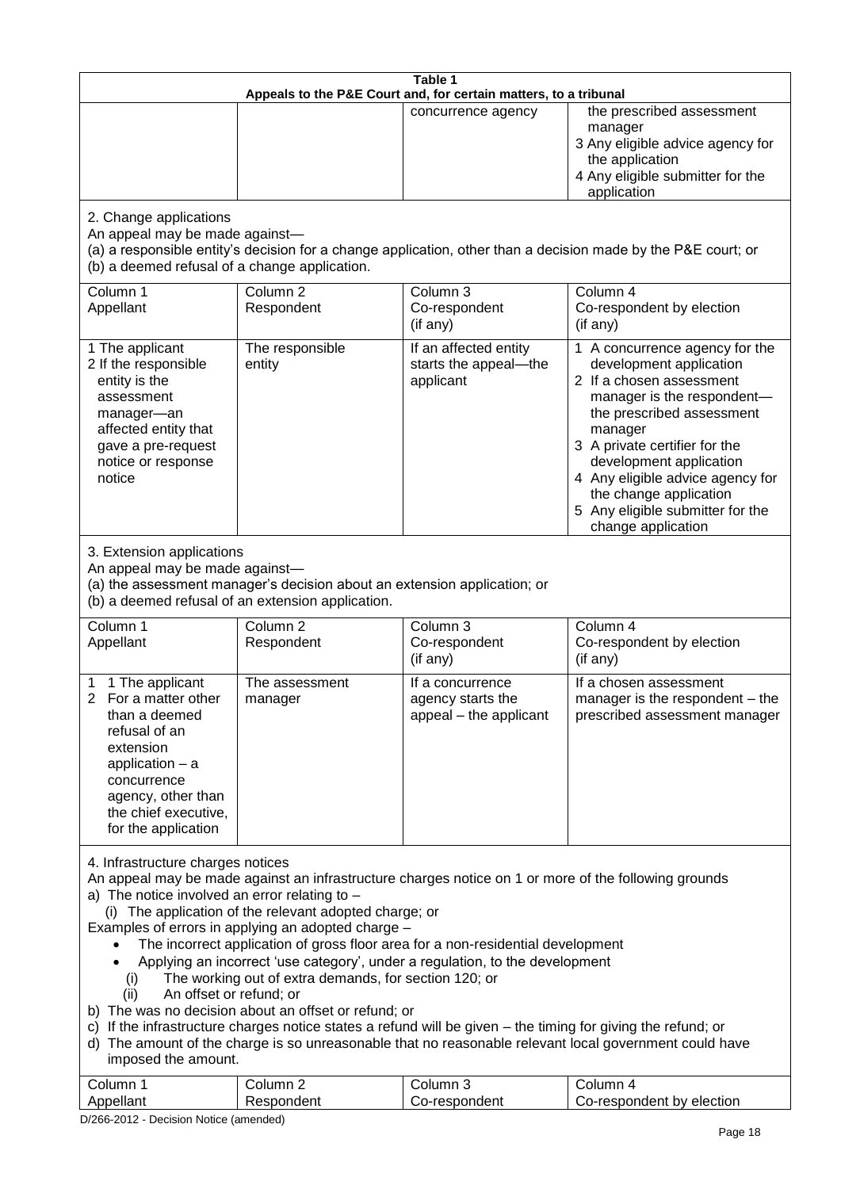**Table 1**
**Appeals to the P&E Court and, for certain matters, to a tribunal**

| | | | |
|---|---|---|---|
| | | concurrence agency | the prescribed assessment manager<br>3 Any eligible advice agency for the application<br>4 Any eligible submitter for the application |

2. Change applications

An appeal may be made against—

(a) a responsible entity's decision for a change application, other than a decision made by the P&E court; or

(b) a deemed refusal of a change application.

| Column 1<br>Appellant | Column 2<br>Respondent | Column 3<br>Co-respondent<br>(if any) | Column 4<br>Co-respondent by election<br>(if any) |
|---|---|---|---|
| 1 The applicant<br>2 If the responsible entity is the assessment manager—an affected entity that gave a pre-request notice or response notice | The responsible entity | If an affected entity starts the appeal—the applicant | 1 A concurrence agency for the development application<br>2 If a chosen assessment manager is the respondent—the prescribed assessment manager<br>3 A private certifier for the development application<br>4 Any eligible advice agency for the change application<br>5 Any eligible submitter for the change application |

3. Extension applications

An appeal may be made against—

(a) the assessment manager's decision about an extension application; or

(b) a deemed refusal of an extension application.

| Column 1<br>Appellant | Column 2<br>Respondent | Column 3<br>Co-respondent<br>(if any) | Column 4<br>Co-respondent by election<br>(if any) |
|---|---|---|---|
| 1 1 The applicant<br>2 For a matter other than a deemed refusal of an extension application – a concurrence agency, other than the chief executive, for the application | The assessment manager | If a concurrence agency starts the appeal – the applicant | If a chosen assessment manager is the respondent – the prescribed assessment manager |

4. Infrastructure charges notices

An appeal may be made against an infrastructure charges notice on 1 or more of the following grounds

a) The notice involved an error relating to –

(i) The application of the relevant adopted charge; or

Examples of errors in applying an adopted charge –

- The incorrect application of gross floor area for a non-residential development
- Applying an incorrect 'use category', under a regulation, to the development

(i) The working out of extra demands, for section 120; or

(ii) An offset or refund; or

b) The was no decision about an offset or refund; or

c) If the infrastructure charges notice states a refund will be given – the timing for giving the refund; or

d) The amount of the charge is so unreasonable that no reasonable relevant local government could have imposed the amount.

| Column 1<br>Appellant | Column 2<br>Respondent | Column 3<br>Co-respondent | Column 4<br>Co-respondent by election |
|---|---|---|---|

D/266-2012 - Decision Notice (amended)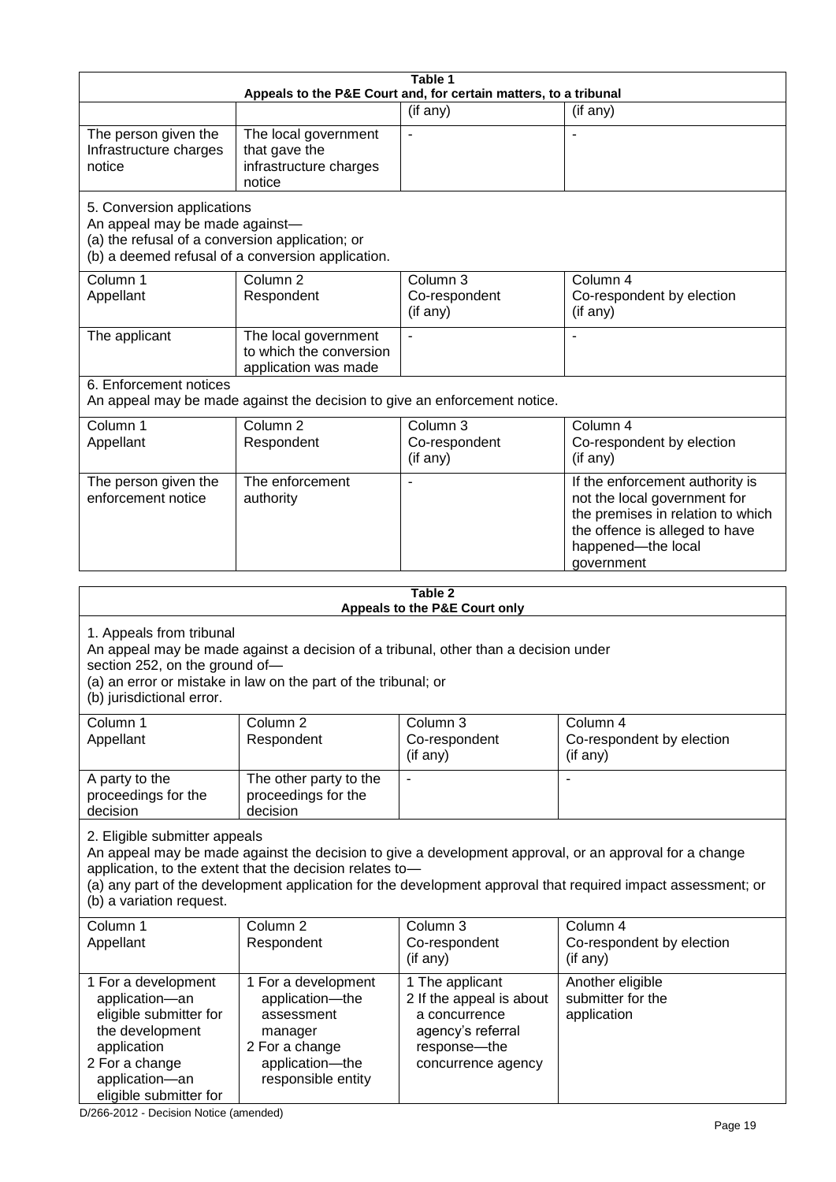| Table 1 | | | |
|---|---|---|---|
| **Appeals to the P&E Court and, for certain matters, to a tribunal** | | | |
| | | (if any) | (if any) |
| The person given the Infrastructure charges notice | The local government that gave the infrastructure charges notice | - | - |
| 5. Conversion applications<br>An appeal may be made against—<br>(a) the refusal of a conversion application; or<br>(b) a deemed refusal of a conversion application. | | | |
| Column 1<br>Appellant | Column 2<br>Respondent | Column 3<br>Co-respondent<br>(if any) | Column 4<br>Co-respondent by election<br>(if any) |
| The applicant | The local government to which the conversion application was made | - | - |
| 6. Enforcement notices<br>An appeal may be made against the decision to give an enforcement notice. | | | |
| Column 1<br>Appellant | Column 2<br>Respondent | Column 3<br>Co-respondent<br>(if any) | Column 4<br>Co-respondent by election<br>(if any) |
| The person given the enforcement notice | The enforcement authority | - | If the enforcement authority is not the local government for the premises in relation to which the offence is alleged to have happened—the local government |

| Table 2 | | | |
|---|---|---|---|
| **Appeals to the P&E Court only** | | | |
| 1. Appeals from tribunal<br>An appeal may be made against a decision of a tribunal, other than a decision under section 252, on the ground of—<br>(a) an error or mistake in law on the part of the tribunal; or<br>(b) jurisdictional error. | | | |
| Column 1<br>Appellant | Column 2<br>Respondent | Column 3<br>Co-respondent<br>(if any) | Column 4<br>Co-respondent by election<br>(if any) |
| A party to the proceedings for the decision | The other party to the proceedings for the decision | - | - |
| 2. Eligible submitter appeals<br>An appeal may be made against the decision to give a development approval, or an approval for a change application, to the extent that the decision relates to—<br>(a) any part of the development application for the development approval that required impact assessment; or<br>(b) a variation request. | | | |
| Column 1<br>Appellant | Column 2<br>Respondent | Column 3<br>Co-respondent<br>(if any) | Column 4<br>Co-respondent by election<br>(if any) |
| 1 For a development application—an eligible submitter for the development application<br>2 For a change application—an eligible submitter for | 1 For a development application—the assessment manager<br>2 For a change application—the responsible entity | 1 The applicant<br>2 If the appeal is about a concurrence agency's referral response—the concurrence agency | Another eligible submitter for the application |

D/266-2012 - Decision Notice (amended)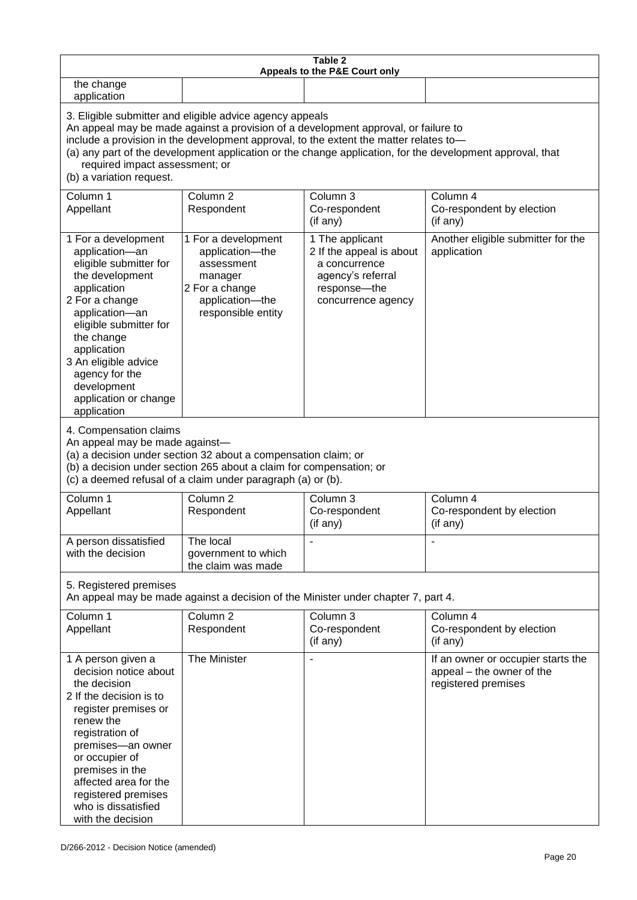**Table 2**
**Appeals to the P&E Court only**

| | | | |
|---|---|---|---|
| the change application | | | |

3. Eligible submitter and eligible advice agency appeals
An appeal may be made against a provision of a development approval, or failure to include a provision in the development approval, to the extent the matter relates to—
(a) any part of the development application or the change application, for the development approval, that required impact assessment; or
(b) a variation request.

| Column 1<br>Appellant | Column 2<br>Respondent | Column 3<br>Co-respondent<br>(if any) | Column 4<br>Co-respondent by election<br>(if any) |
|---|---|---|---|
| 1 For a development application—an eligible submitter for the development application<br>2 For a change application—an eligible submitter for the change application<br>3 An eligible advice agency for the development application or change application | 1 For a development application—the assessment manager<br>2 For a change application—the responsible entity | 1 The applicant<br>2 If the appeal is about a concurrence agency's referral response—the concurrence agency | Another eligible submitter for the application |

4. Compensation claims
An appeal may be made against—
(a) a decision under section 32 about a compensation claim; or
(b) a decision under section 265 about a claim for compensation; or
(c) a deemed refusal of a claim under paragraph (a) or (b).

| Column 1<br>Appellant | Column 2<br>Respondent | Column 3<br>Co-respondent<br>(if any) | Column 4<br>Co-respondent by election<br>(if any) |
|---|---|---|---|
| A person dissatisfied with the decision | The local government to which the claim was made | - | - |

5. Registered premises
An appeal may be made against a decision of the Minister under chapter 7, part 4.

| Column 1<br>Appellant | Column 2<br>Respondent | Column 3<br>Co-respondent<br>(if any) | Column 4<br>Co-respondent by election<br>(if any) |
|---|---|---|---|
| 1 A person given a decision notice about the decision<br>2 If the decision is to register premises or renew the registration of premises—an owner or occupier of premises in the affected area for the registered premises who is dissatisfied with the decision | The Minister | - | If an owner or occupier starts the appeal – the owner of the registered premises |

D/266-2012 - Decision Notice (amended)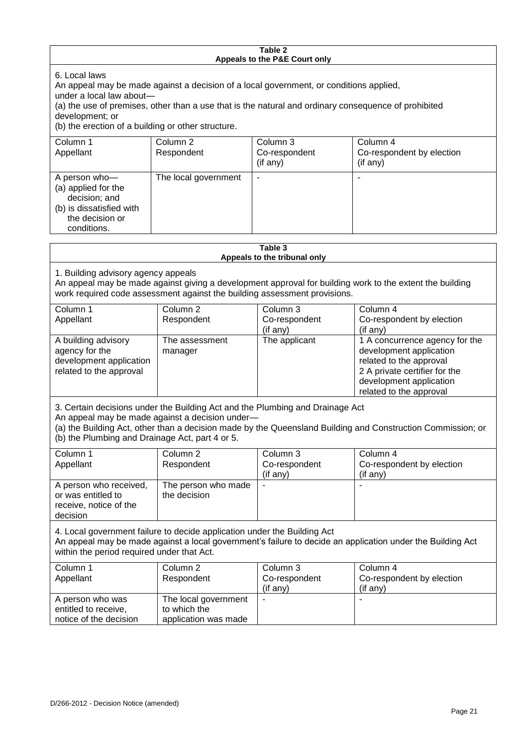**Table 2**
**Appeals to the P&E Court only**

6. Local laws

An appeal may be made against a decision of a local government, or conditions applied, under a local law about—

(a) the use of premises, other than a use that is the natural and ordinary consequence of prohibited development; or

(b) the erection of a building or other structure.

| Column 1<br>Appellant | Column 2<br>Respondent | Column 3<br>Co-respondent<br>(if any) | Column 4<br>Co-respondent by election<br>(if any) |
|---|---|---|---|
| A person who—<br>(a) applied for the decision; and<br>(b) is dissatisfied with the decision or conditions. | The local government | - | - |

**Table 3**
**Appeals to the tribunal only**

1. Building advisory agency appeals

An appeal may be made against giving a development approval for building work to the extent the building work required code assessment against the building assessment provisions.

| Column 1<br>Appellant | Column 2<br>Respondent | Column 3<br>Co-respondent<br>(if any) | Column 4<br>Co-respondent by election<br>(if any) |
|---|---|---|---|
| A building advisory agency for the development application related to the approval | The assessment manager | The applicant | 1 A concurrence agency for the development application related to the approval<br>2 A private certifier for the development application related to the approval |

3. Certain decisions under the Building Act and the Plumbing and Drainage Act

An appeal may be made against a decision under—

(a) the Building Act, other than a decision made by the Queensland Building and Construction Commission; or

(b) the Plumbing and Drainage Act, part 4 or 5.

| Column 1<br>Appellant | Column 2<br>Respondent | Column 3<br>Co-respondent<br>(if any) | Column 4<br>Co-respondent by election<br>(if any) |
|---|---|---|---|
| A person who received, or was entitled to receive, notice of the decision | The person who made the decision | - | - |

4. Local government failure to decide application under the Building Act

An appeal may be made against a local government's failure to decide an application under the Building Act within the period required under that Act.

| Column 1<br>Appellant | Column 2<br>Respondent | Column 3<br>Co-respondent<br>(if any) | Column 4<br>Co-respondent by election<br>(if any) |
|---|---|---|---|
| A person who was entitled to receive, notice of the decision | The local government to which the application was made | - | - |

D/266-2012 - Decision Notice (amended)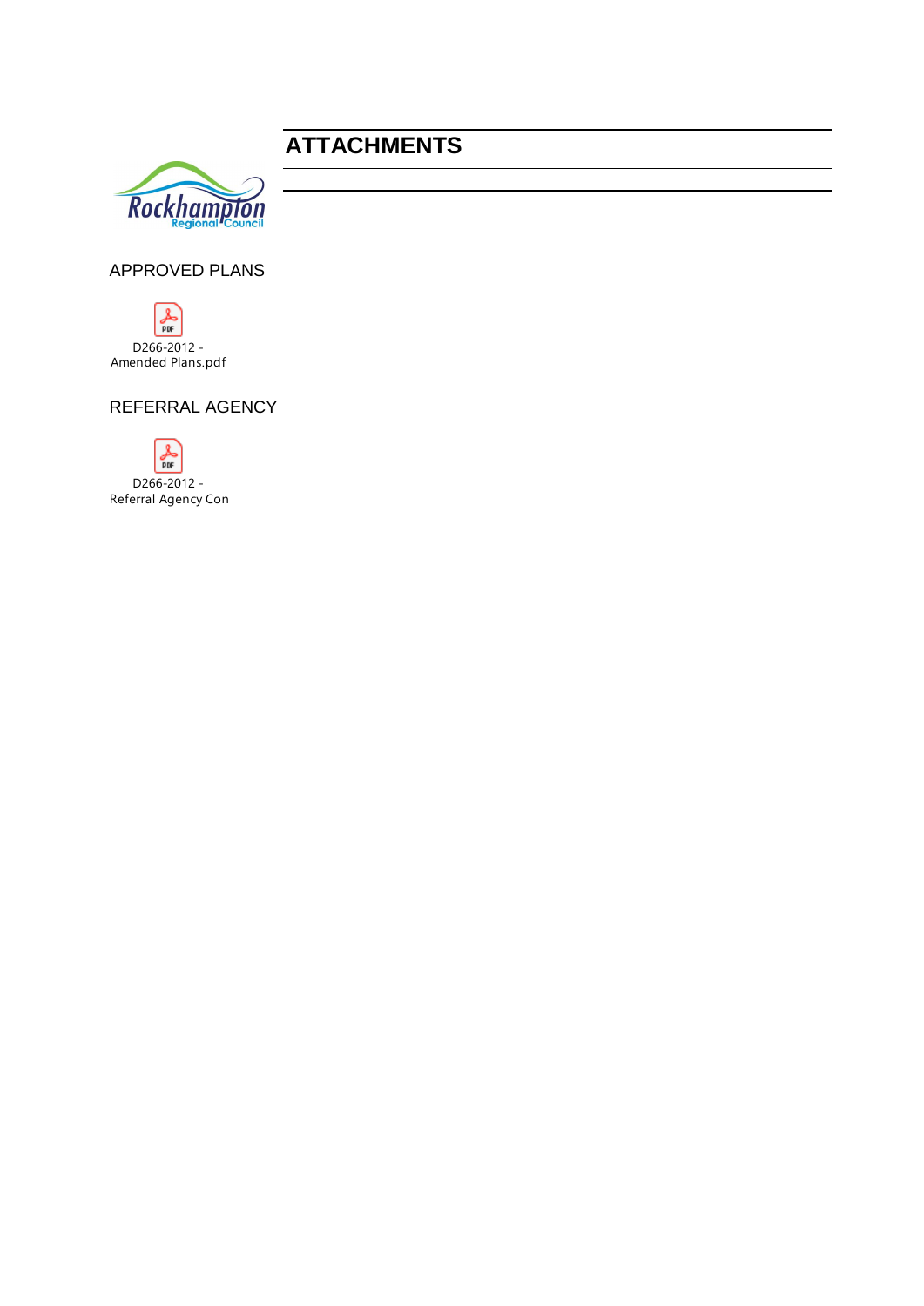# ATTACHMENTS

APPROVED PLANS

D266-2012 - Amended Plans.pdf

REFERRAL AGENCY

D266-2012 - Referral Agency Con